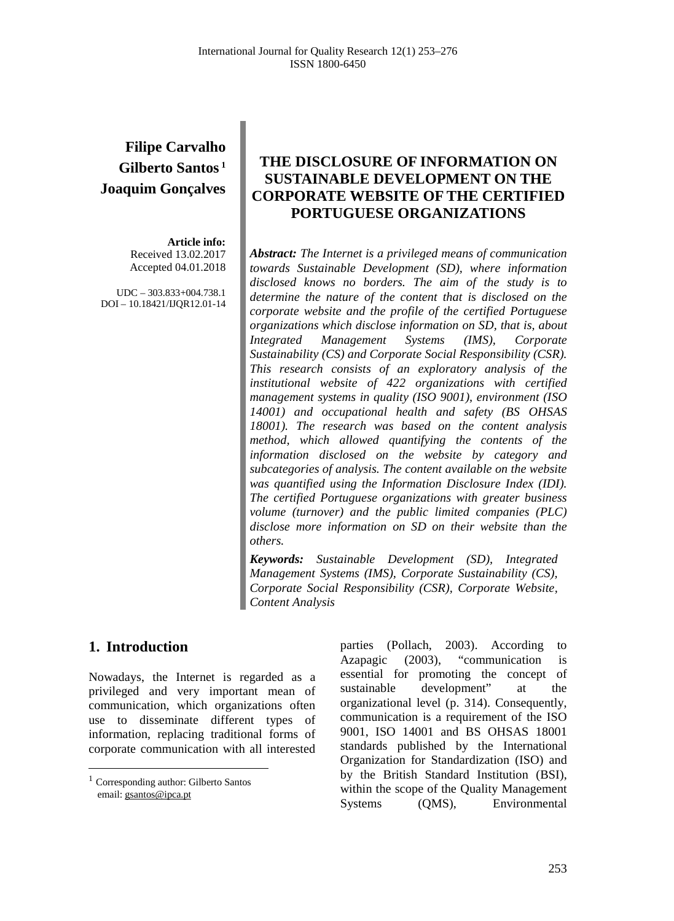**Filipe Carvalho**
**Gilberto Santos** [1]
**Joaquim Gonçalves**

**Article info:**
Received 13.02.2017
Accepted 04.01.2018

UDC – 303.833+004.738.1
DOI – 10.18421/IJQR12.01-14

# THE DISCLOSURE OF INFORMATION ON SUSTAINABLE DEVELOPMENT ON THE CORPORATE WEBSITE OF THE CERTIFIED PORTUGUESE ORGANIZATIONS

***Abstract:*** *The Internet is a privileged means of communication towards Sustainable Development (SD), where information disclosed knows no borders. The aim of the study is to determine the nature of the content that is disclosed on the corporate website and the profile of the certified Portuguese organizations which disclose information on SD, that is, about Integrated Management Systems (IMS), Corporate Sustainability (CS) and Corporate Social Responsibility (CSR). This research consists of an exploratory analysis of the institutional website of 422 organizations with certified management systems in quality (ISO 9001), environment (ISO 14001) and occupational health and safety (BS OHSAS 18001). The research was based on the content analysis method, which allowed quantifying the contents of the information disclosed on the website by category and subcategories of analysis. The content available on the website was quantified using the Information Disclosure Index (IDI). The certified Portuguese organizations with greater business volume (turnover) and the public limited companies (PLC) disclose more information on SD on their website than the others.*

***Keywords:*** *Sustainable Development (SD), Integrated Management Systems (IMS), Corporate Sustainability (CS), Corporate Social Responsibility (CSR), Corporate Website, Content Analysis*

## 1. Introduction

Nowadays, the Internet is regarded as a privileged and very important mean of communication, which organizations often use to disseminate different types of information, replacing traditional forms of corporate communication with all interested parties (Pollach, 2003). According to Azapagic (2003), "communication is essential for promoting the concept of sustainable development" at the organizational level (p. 314). Consequently, communication is a requirement of the ISO 9001, ISO 14001 and BS OHSAS 18001 standards published by the International Organization for Standardization (ISO) and by the British Standard Institution (BSI), within the scope of the Quality Management Systems (QMS), Environmental

[1] Corresponding author: Gilberto Santos
email: gsantos@ipca.pt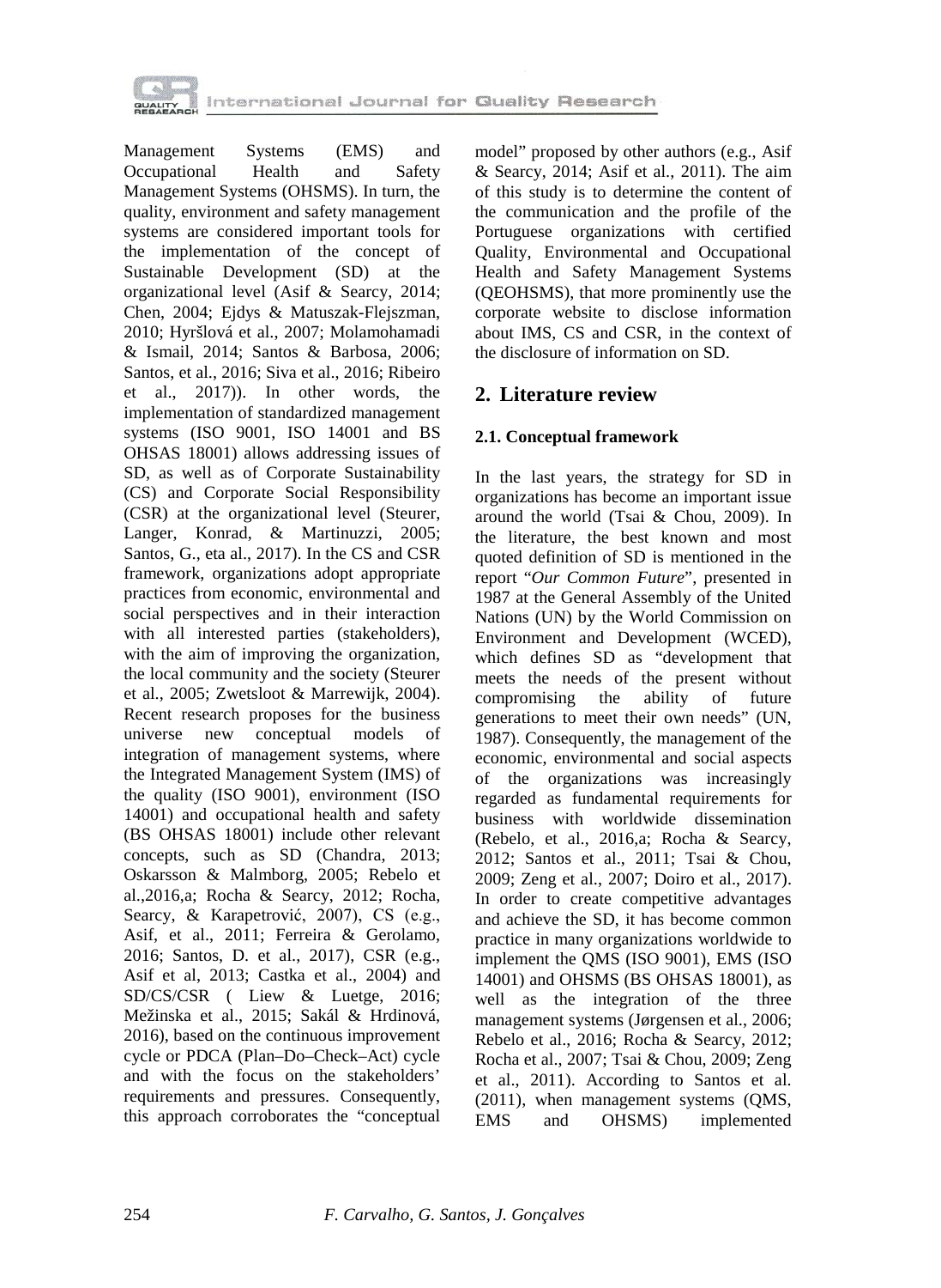Management Systems (EMS) and Occupational Health and Safety Management Systems (OHSMS). In turn, the quality, environment and safety management systems are considered important tools for the implementation of the concept of Sustainable Development (SD) at the organizational level (Asif & Searcy, 2014; Chen, 2004; Ejdys & Matuszak-Flejszman, 2010; Hyršlová et al., 2007; Molamohamadi & Ismail, 2014; Santos & Barbosa, 2006; Santos, et al., 2016; Siva et al., 2016; Ribeiro et al., 2017)). In other words, the implementation of standardized management systems (ISO 9001, ISO 14001 and BS OHSAS 18001) allows addressing issues of SD, as well as of Corporate Sustainability (CS) and Corporate Social Responsibility (CSR) at the organizational level (Steurer, Langer, Konrad, & Martinuzzi, 2005; Santos, G., eta al., 2017). In the CS and CSR framework, organizations adopt appropriate practices from economic, environmental and social perspectives and in their interaction with all interested parties (stakeholders), with the aim of improving the organization, the local community and the society (Steurer et al., 2005; Zwetsloot & Marrewijk, 2004). Recent research proposes for the business universe new conceptual models of integration of management systems, where the Integrated Management System (IMS) of the quality (ISO 9001), environment (ISO 14001) and occupational health and safety (BS OHSAS 18001) include other relevant concepts, such as SD (Chandra, 2013; Oskarsson & Malmborg, 2005; Rebelo et al.,2016,a; Rocha & Searcy, 2012; Rocha, Searcy, & Karapetrović, 2007), CS (e.g., Asif, et al., 2011; Ferreira & Gerolamo, 2016; Santos, D. et al., 2017), CSR (e.g., Asif et al, 2013; Castka et al., 2004) and SD/CS/CSR ( Liew & Luetge, 2016; Mežinska et al., 2015; Sakál & Hrdinová, 2016), based on the continuous improvement cycle or PDCA (Plan–Do–Check–Act) cycle and with the focus on the stakeholders' requirements and pressures. Consequently, this approach corroborates the "conceptual model" proposed by other authors (e.g., Asif & Searcy, 2014; Asif et al., 2011). The aim of this study is to determine the content of the communication and the profile of the Portuguese organizations with certified Quality, Environmental and Occupational Health and Safety Management Systems (QEOHSMS), that more prominently use the corporate website to disclose information about IMS, CS and CSR, in the context of the disclosure of information on SD.

## 2. Literature review

### 2.1. Conceptual framework

In the last years, the strategy for SD in organizations has become an important issue around the world (Tsai & Chou, 2009). In the literature, the best known and most quoted definition of SD is mentioned in the report "*Our Common Future*", presented in 1987 at the General Assembly of the United Nations (UN) by the World Commission on Environment and Development (WCED), which defines SD as "development that meets the needs of the present without compromising the ability of future generations to meet their own needs" (UN, 1987). Consequently, the management of the economic, environmental and social aspects of the organizations was increasingly regarded as fundamental requirements for business with worldwide dissemination (Rebelo, et al., 2016,a; Rocha & Searcy, 2012; Santos et al., 2011; Tsai & Chou, 2009; Zeng et al., 2007; Doiro et al., 2017). In order to create competitive advantages and achieve the SD, it has become common practice in many organizations worldwide to implement the QMS (ISO 9001), EMS (ISO 14001) and OHSMS (BS OHSAS 18001), as well as the integration of the three management systems (Jørgensen et al., 2006; Rebelo et al., 2016; Rocha & Searcy, 2012; Rocha et al., 2007; Tsai & Chou, 2009; Zeng et al., 2011). According to Santos et al. (2011), when management systems (QMS, EMS and OHSMS) implemented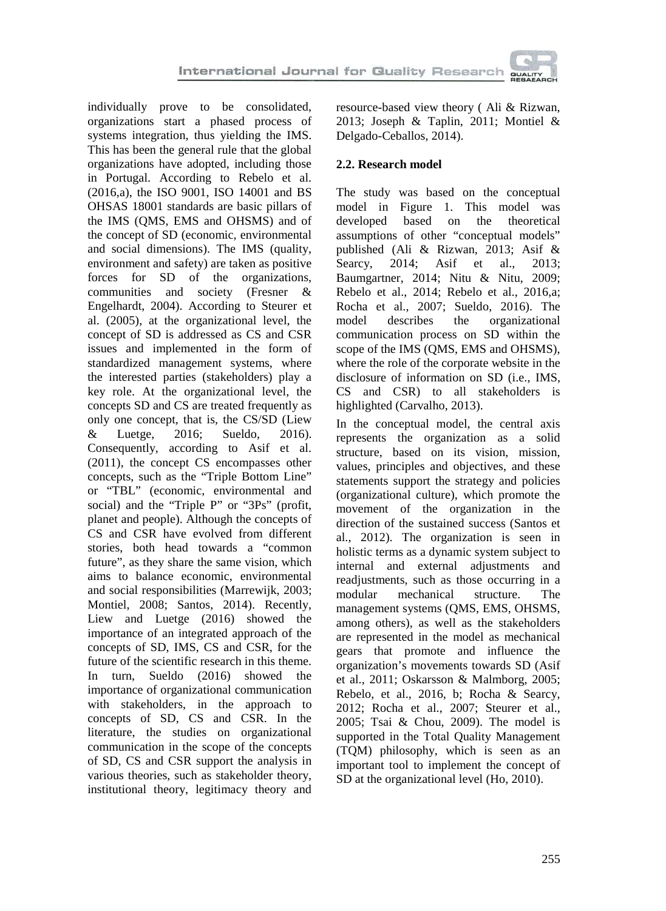individually prove to be consolidated, organizations start a phased process of systems integration, thus yielding the IMS. This has been the general rule that the global organizations have adopted, including those in Portugal. According to Rebelo et al. (2016,a), the ISO 9001, ISO 14001 and BS OHSAS 18001 standards are basic pillars of the IMS (QMS, EMS and OHSMS) and of the concept of SD (economic, environmental and social dimensions). The IMS (quality, environment and safety) are taken as positive forces for SD of the organizations, communities and society (Fresner & Engelhardt, 2004). According to Steurer et al. (2005), at the organizational level, the concept of SD is addressed as CS and CSR issues and implemented in the form of standardized management systems, where the interested parties (stakeholders) play a key role. At the organizational level, the concepts SD and CS are treated frequently as only one concept, that is, the CS/SD (Liew & Luetge, 2016; Sueldo, 2016). Consequently, according to Asif et al. (2011), the concept CS encompasses other concepts, such as the "Triple Bottom Line" or "TBL" (economic, environmental and social) and the "Triple P" or "3Ps" (profit, planet and people). Although the concepts of CS and CSR have evolved from different stories, both head towards a "common future", as they share the same vision, which aims to balance economic, environmental and social responsibilities (Marrewijk, 2003; Montiel, 2008; Santos, 2014). Recently, Liew and Luetge (2016) showed the importance of an integrated approach of the concepts of SD, IMS, CS and CSR, for the future of the scientific research in this theme. In turn, Sueldo (2016) showed the importance of organizational communication with stakeholders, in the approach to concepts of SD, CS and CSR. In the literature, the studies on organizational communication in the scope of the concepts of SD, CS and CSR support the analysis in various theories, such as stakeholder theory, institutional theory, legitimacy theory and resource-based view theory ( Ali & Rizwan, 2013; Joseph & Taplin, 2011; Montiel & Delgado-Ceballos, 2014).

## 2.2. Research model

The study was based on the conceptual model in Figure 1. This model was developed based on the theoretical assumptions of other "conceptual models" published (Ali & Rizwan, 2013; Asif & Searcy, 2014; Asif et al., 2013; Baumgartner, 2014; Nitu & Nitu, 2009; Rebelo et al., 2014; Rebelo et al., 2016,a; Rocha et al., 2007; Sueldo, 2016). The model describes the organizational communication process on SD within the scope of the IMS (QMS, EMS and OHSMS), where the role of the corporate website in the disclosure of information on SD (i.e., IMS, CS and CSR) to all stakeholders is highlighted (Carvalho, 2013).

In the conceptual model, the central axis represents the organization as a solid structure, based on its vision, mission, values, principles and objectives, and these statements support the strategy and policies (organizational culture), which promote the movement of the organization in the direction of the sustained success (Santos et al., 2012). The organization is seen in holistic terms as a dynamic system subject to internal and external adjustments and readjustments, such as those occurring in a modular mechanical structure. The management systems (QMS, EMS, OHSMS, among others), as well as the stakeholders are represented in the model as mechanical gears that promote and influence the organization's movements towards SD (Asif et al., 2011; Oskarsson & Malmborg, 2005; Rebelo, et al., 2016, b; Rocha & Searcy, 2012; Rocha et al., 2007; Steurer et al., 2005; Tsai & Chou, 2009). The model is supported in the Total Quality Management (TQM) philosophy, which is seen as an important tool to implement the concept of SD at the organizational level (Ho, 2010).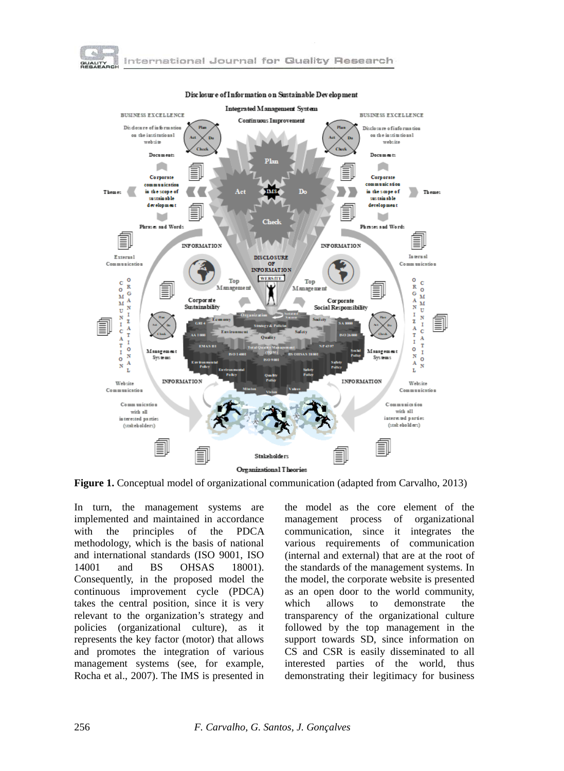**Figure 1.** Conceptual model of organizational communication (adapted from Carvalho, 2013)

In turn, the management systems are implemented and maintained in accordance with the principles of the PDCA methodology, which is the basis of national and international standards (ISO 9001, ISO 14001 and BS OHSAS 18001). Consequently, in the proposed model the continuous improvement cycle (PDCA) takes the central position, since it is very relevant to the organization's strategy and policies (organizational culture), as it represents the key factor (motor) that allows and promotes the integration of various management systems (see, for example, Rocha et al., 2007). The IMS is presented in the model as the core element of the management process of organizational communication, since it integrates the various requirements of communication (internal and external) that are at the root of the standards of the management systems. In the model, the corporate website is presented as an open door to the world community, which allows to demonstrate the transparency of the organizational culture followed by the top management in the support towards SD, since information on CS and CSR is easily disseminated to all interested parties of the world, thus demonstrating their legitimacy for business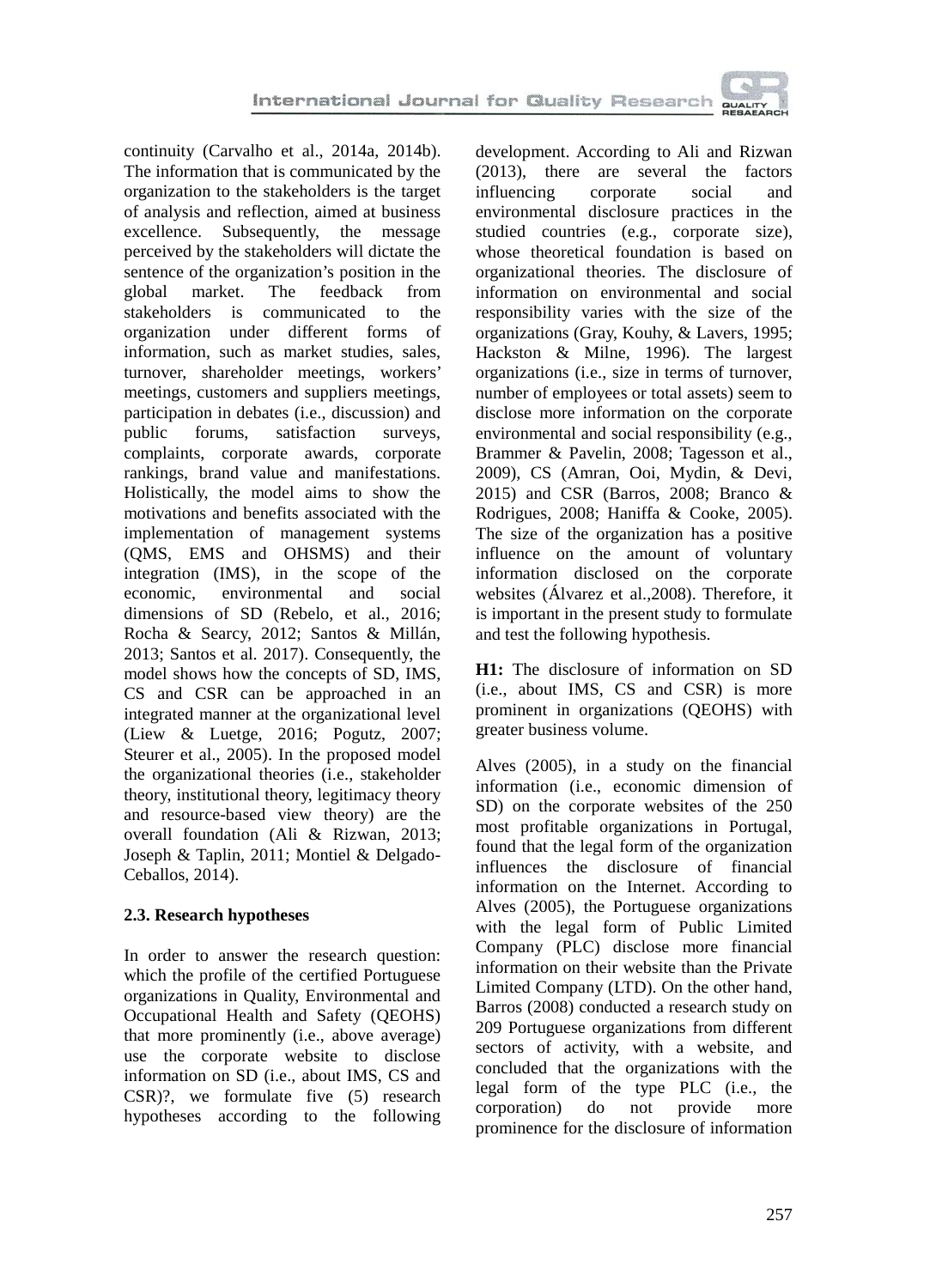continuity (Carvalho et al., 2014a, 2014b). The information that is communicated by the organization to the stakeholders is the target of analysis and reflection, aimed at business excellence. Subsequently, the message perceived by the stakeholders will dictate the sentence of the organization's position in the global market. The feedback from stakeholders is communicated to the organization under different forms of information, such as market studies, sales, turnover, shareholder meetings, workers' meetings, customers and suppliers meetings, participation in debates (i.e., discussion) and public forums, satisfaction surveys, complaints, corporate awards, corporate rankings, brand value and manifestations. Holistically, the model aims to show the motivations and benefits associated with the implementation of management systems (QMS, EMS and OHSMS) and their integration (IMS), in the scope of the economic, environmental and social dimensions of SD (Rebelo, et al., 2016; Rocha & Searcy, 2012; Santos & Millán, 2013; Santos et al. 2017). Consequently, the model shows how the concepts of SD, IMS, CS and CSR can be approached in an integrated manner at the organizational level (Liew & Luetge, 2016; Pogutz, 2007; Steurer et al., 2005). In the proposed model the organizational theories (i.e., stakeholder theory, institutional theory, legitimacy theory and resource-based view theory) are the overall foundation (Ali & Rizwan, 2013; Joseph & Taplin, 2011; Montiel & Delgado-Ceballos, 2014).

### 2.3. Research hypotheses

In order to answer the research question: which the profile of the certified Portuguese organizations in Quality, Environmental and Occupational Health and Safety (QEOHS) that more prominently (i.e., above average) use the corporate website to disclose information on SD (i.e., about IMS, CS and CSR)?, we formulate five (5) research hypotheses according to the following development. According to Ali and Rizwan (2013), there are several the factors influencing corporate social and environmental disclosure practices in the studied countries (e.g., corporate size), whose theoretical foundation is based on organizational theories. The disclosure of information on environmental and social responsibility varies with the size of the organizations (Gray, Kouhy, & Lavers, 1995; Hackston & Milne, 1996). The largest organizations (i.e., size in terms of turnover, number of employees or total assets) seem to disclose more information on the corporate environmental and social responsibility (e.g., Brammer & Pavelin, 2008; Tagesson et al., 2009), CS (Amran, Ooi, Mydin, & Devi, 2015) and CSR (Barros, 2008; Branco & Rodrigues, 2008; Haniffa & Cooke, 2005). The size of the organization has a positive influence on the amount of voluntary information disclosed on the corporate websites (Álvarez et al.,2008). Therefore, it is important in the present study to formulate and test the following hypothesis.

**H1:** The disclosure of information on SD (i.e., about IMS, CS and CSR) is more prominent in organizations (QEOHS) with greater business volume.

Alves (2005), in a study on the financial information (i.e., economic dimension of SD) on the corporate websites of the 250 most profitable organizations in Portugal, found that the legal form of the organization influences the disclosure of financial information on the Internet. According to Alves (2005), the Portuguese organizations with the legal form of Public Limited Company (PLC) disclose more financial information on their website than the Private Limited Company (LTD). On the other hand, Barros (2008) conducted a research study on 209 Portuguese organizations from different sectors of activity, with a website, and concluded that the organizations with the legal form of the type PLC (i.e., the corporation) do not provide more prominence for the disclosure of information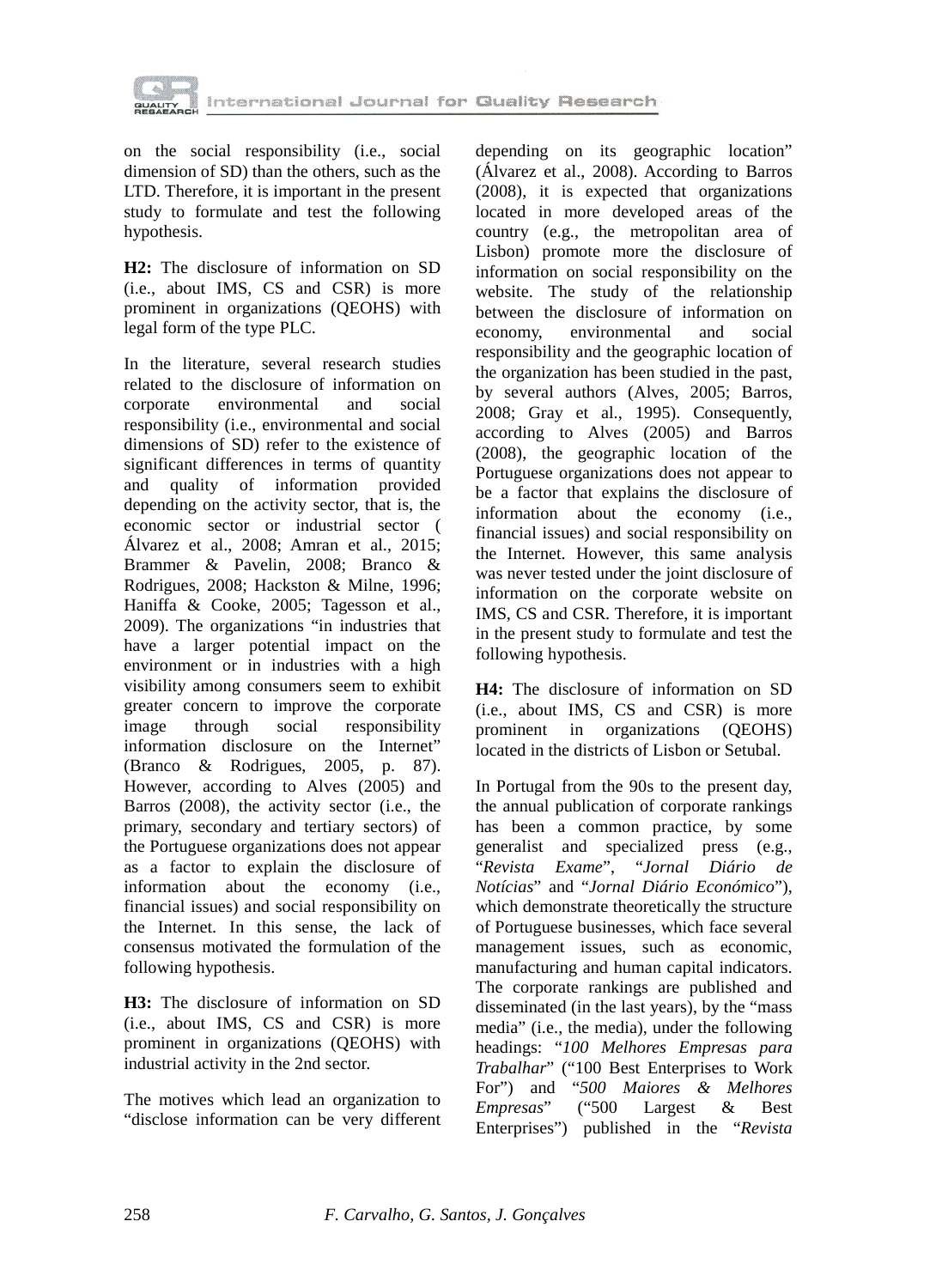on the social responsibility (i.e., social dimension of SD) than the others, such as the LTD. Therefore, it is important in the present study to formulate and test the following hypothesis.

**H2:** The disclosure of information on SD (i.e., about IMS, CS and CSR) is more prominent in organizations (QEOHS) with legal form of the type PLC.

In the literature, several research studies related to the disclosure of information on corporate environmental and social responsibility (i.e., environmental and social dimensions of SD) refer to the existence of significant differences in terms of quantity and quality of information provided depending on the activity sector, that is, the economic sector or industrial sector ( Álvarez et al., 2008; Amran et al., 2015; Brammer & Pavelin, 2008; Branco & Rodrigues, 2008; Hackston & Milne, 1996; Haniffa & Cooke, 2005; Tagesson et al., 2009). The organizations "in industries that have a larger potential impact on the environment or in industries with a high visibility among consumers seem to exhibit greater concern to improve the corporate image through social responsibility information disclosure on the Internet" (Branco & Rodrigues, 2005, p. 87). However, according to Alves (2005) and Barros (2008), the activity sector (i.e., the primary, secondary and tertiary sectors) of the Portuguese organizations does not appear as a factor to explain the disclosure of information about the economy (i.e., financial issues) and social responsibility on the Internet. In this sense, the lack of consensus motivated the formulation of the following hypothesis.

**H3:** The disclosure of information on SD (i.e., about IMS, CS and CSR) is more prominent in organizations (QEOHS) with industrial activity in the 2nd sector.

The motives which lead an organization to "disclose information can be very different depending on its geographic location" (Álvarez et al., 2008). According to Barros (2008), it is expected that organizations located in more developed areas of the country (e.g., the metropolitan area of Lisbon) promote more the disclosure of information on social responsibility on the website. The study of the relationship between the disclosure of information on economy, environmental and social responsibility and the geographic location of the organization has been studied in the past, by several authors (Alves, 2005; Barros, 2008; Gray et al., 1995). Consequently, according to Alves (2005) and Barros (2008), the geographic location of the Portuguese organizations does not appear to be a factor that explains the disclosure of information about the economy (i.e., financial issues) and social responsibility on the Internet. However, this same analysis was never tested under the joint disclosure of information on the corporate website on IMS, CS and CSR. Therefore, it is important in the present study to formulate and test the following hypothesis.

**H4:** The disclosure of information on SD (i.e., about IMS, CS and CSR) is more prominent in organizations (QEOHS) located in the districts of Lisbon or Setubal.

In Portugal from the 90s to the present day, the annual publication of corporate rankings has been a common practice, by some generalist and specialized press (e.g., "*Revista Exame*", "*Jornal Diário de Notícias*" and "*Jornal Diário Económico*"), which demonstrate theoretically the structure of Portuguese businesses, which face several management issues, such as economic, manufacturing and human capital indicators. The corporate rankings are published and disseminated (in the last years), by the "mass media" (i.e., the media), under the following headings: "*100 Melhores Empresas para Trabalhar*" ("100 Best Enterprises to Work For") and "*500 Maiores & Melhores Empresas*" ("500 Largest & Best Enterprises") published in the "*Revista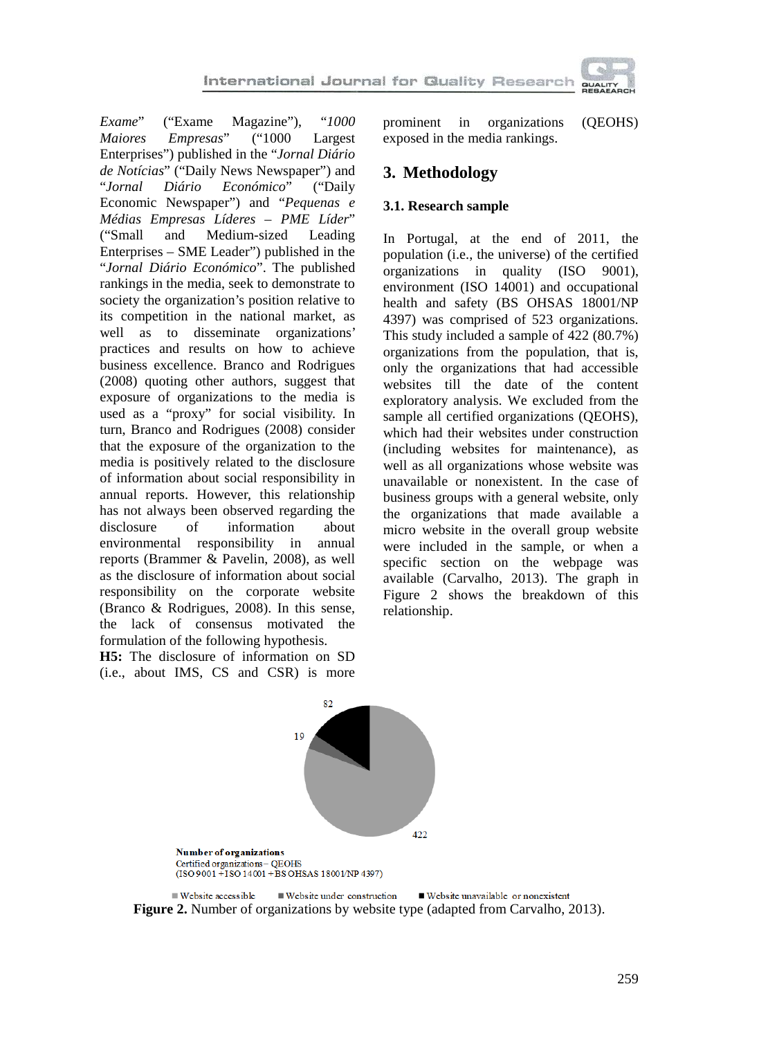*Exame*" ("Exame Magazine"), "*1000 Maiores Empresas*" ("1000 Largest Enterprises") published in the "*Jornal Diário de Notícias*" ("Daily News Newspaper") and "*Jornal Diário Económico*" ("Daily Economic Newspaper") and "*Pequenas e Médias Empresas Líderes – PME Líder*" ("Small and Medium-sized Leading Enterprises – SME Leader") published in the "*Jornal Diário Económico*". The published rankings in the media, seek to demonstrate to society the organization's position relative to its competition in the national market, as well as to disseminate organizations' practices and results on how to achieve business excellence. Branco and Rodrigues (2008) quoting other authors, suggest that exposure of organizations to the media is used as a "proxy" for social visibility. In turn, Branco and Rodrigues (2008) consider that the exposure of the organization to the media is positively related to the disclosure of information about social responsibility in annual reports. However, this relationship has not always been observed regarding the disclosure of information about environmental responsibility in annual reports (Brammer & Pavelin, 2008), as well as the disclosure of information about social responsibility on the corporate website (Branco & Rodrigues, 2008). In this sense, the lack of consensus motivated the formulation of the following hypothesis.

**H5:** The disclosure of information on SD (i.e., about IMS, CS and CSR) is more prominent in organizations (QEOHS) exposed in the media rankings.

## 3. Methodology

### 3.1. Research sample

In Portugal, at the end of 2011, the population (i.e., the universe) of the certified organizations in quality (ISO 9001), environment (ISO 14001) and occupational health and safety (BS OHSAS 18001/NP 4397) was comprised of 523 organizations. This study included a sample of 422 (80.7%) organizations from the population, that is, only the organizations that had accessible websites till the date of the content exploratory analysis. We excluded from the sample all certified organizations (QEOHS), which had their websites under construction (including websites for maintenance), as well as all organizations whose website was unavailable or nonexistent. In the case of business groups with a general website, only the organizations that made available a micro website in the overall group website were included in the sample, or when a specific section on the webpage was available (Carvalho, 2013). The graph in Figure 2 shows the breakdown of this relationship.

82

19

422

**Number of organizations**
Certified organizations – QEOHS
(ISO 9001 + ISO 14001 + BS OHSAS 18001/NP 4397)

■ Website accessible ■ Website under construction ■ Website unavailable or nonexistent

**Figure 2.** Number of organizations by website type (adapted from Carvalho, 2013).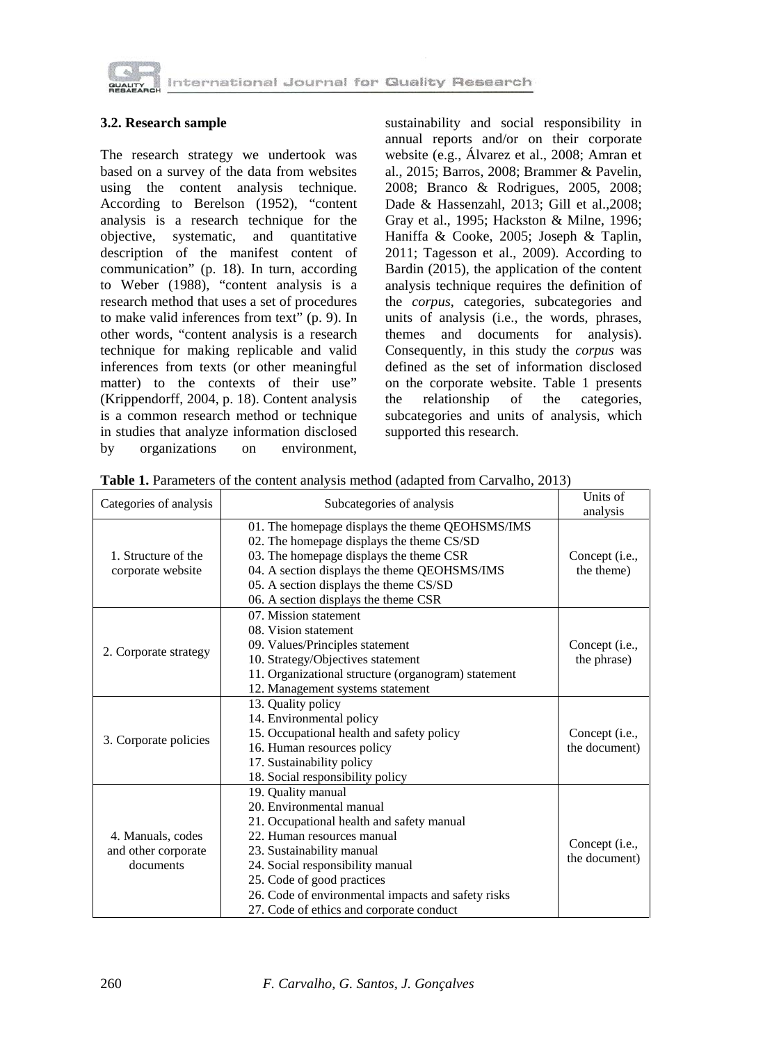### 3.2. Research sample

The research strategy we undertook was based on a survey of the data from websites using the content analysis technique. According to Berelson (1952), "content analysis is a research technique for the objective, systematic, and quantitative description of the manifest content of communication" (p. 18). In turn, according to Weber (1988), "content analysis is a research method that uses a set of procedures to make valid inferences from text" (p. 9). In other words, "content analysis is a research technique for making replicable and valid inferences from texts (or other meaningful matter) to the contexts of their use" (Krippendorff, 2004, p. 18). Content analysis is a common research method or technique in studies that analyze information disclosed by organizations on environment, sustainability and social responsibility in annual reports and/or on their corporate website (e.g., Álvarez et al., 2008; Amran et al., 2015; Barros, 2008; Brammer & Pavelin, 2008; Branco & Rodrigues, 2005, 2008; Dade & Hassenzahl, 2013; Gill et al.,2008; Gray et al., 1995; Hackston & Milne, 1996; Haniffa & Cooke, 2005; Joseph & Taplin, 2011; Tagesson et al., 2009). According to Bardin (2015), the application of the content analysis technique requires the definition of the *corpus*, categories, subcategories and units of analysis (i.e., the words, phrases, themes and documents for analysis). Consequently, in this study the *corpus* was defined as the set of information disclosed on the corporate website. Table 1 presents the relationship of the categories, subcategories and units of analysis, which supported this research.

**Table 1.** Parameters of the content analysis method (adapted from Carvalho, 2013)

| Categories of analysis | Subcategories of analysis | Units of analysis |
|---|---|---|
| 1. Structure of the corporate website | 01. The homepage displays the theme QEOHSMS/IMS<br>02. The homepage displays the theme CS/SD<br>03. The homepage displays the theme CSR<br>04. A section displays the theme QEOHSMS/IMS<br>05. A section displays the theme CS/SD<br>06. A section displays the theme CSR | Concept (i.e., the theme) |
| 2. Corporate strategy | 07. Mission statement<br>08. Vision statement<br>09. Values/Principles statement<br>10. Strategy/Objectives statement<br>11. Organizational structure (organogram) statement<br>12. Management systems statement | Concept (i.e., the phrase) |
| 3. Corporate policies | 13. Quality policy<br>14. Environmental policy<br>15. Occupational health and safety policy<br>16. Human resources policy<br>17. Sustainability policy<br>18. Social responsibility policy | Concept (i.e., the document) |
| 4. Manuals, codes and other corporate documents | 19. Quality manual<br>20. Environmental manual<br>21. Occupational health and safety manual<br>22. Human resources manual<br>23. Sustainability manual<br>24. Social responsibility manual<br>25. Code of good practices<br>26. Code of environmental impacts and safety risks<br>27. Code of ethics and corporate conduct | Concept (i.e., the document) |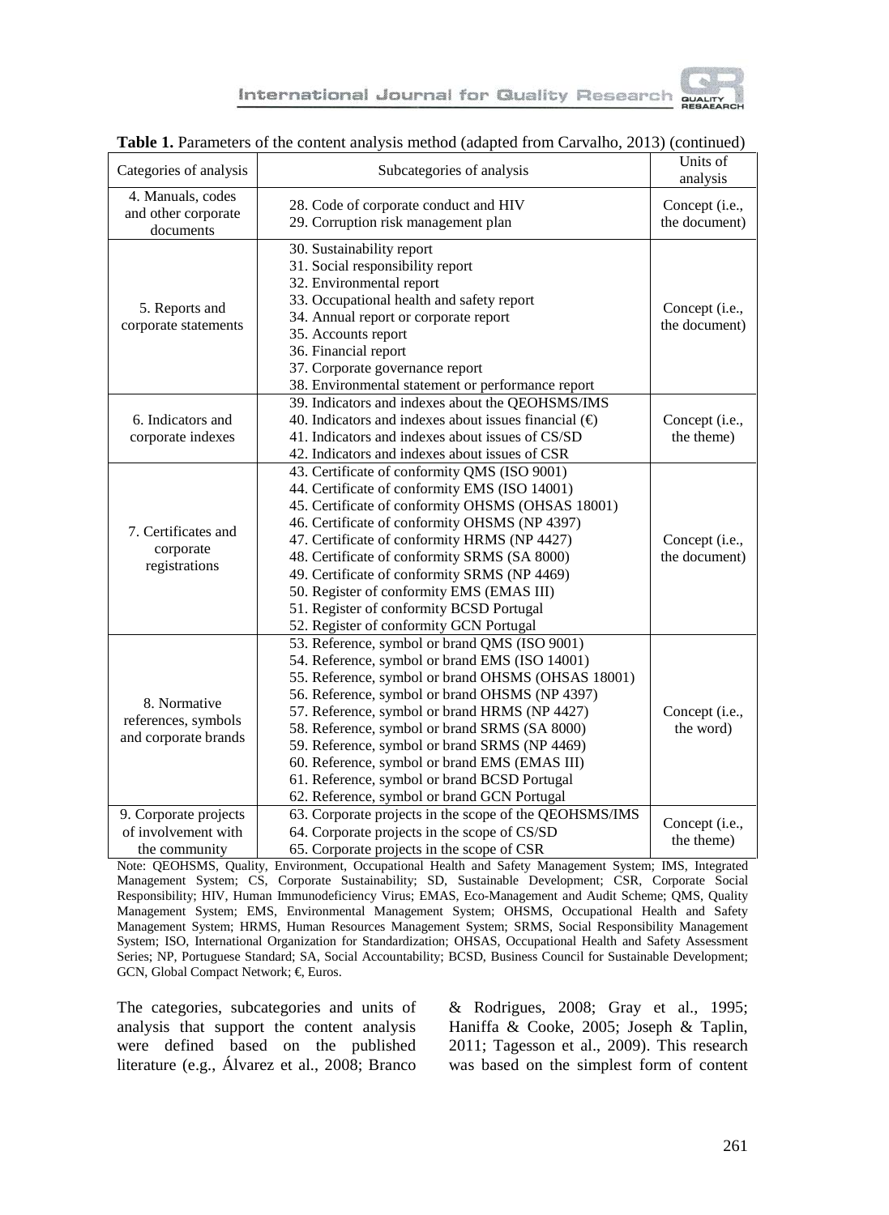**Table 1.** Parameters of the content analysis method (adapted from Carvalho, 2013) (continued)

| Categories of analysis | Subcategories of analysis | Units of analysis |
|---|---|---|
| 4. Manuals, codes and other corporate documents | 28. Code of corporate conduct and HIV<br>29. Corruption risk management plan | Concept (i.e., the document) |
| 5. Reports and corporate statements | 30. Sustainability report<br>31. Social responsibility report<br>32. Environmental report<br>33. Occupational health and safety report<br>34. Annual report or corporate report<br>35. Accounts report<br>36. Financial report<br>37. Corporate governance report<br>38. Environmental statement or performance report | Concept (i.e., the document) |
| 6. Indicators and corporate indexes | 39. Indicators and indexes about the QEOHSMS/IMS<br>40. Indicators and indexes about issues financial (€)<br>41. Indicators and indexes about issues of CS/SD<br>42. Indicators and indexes about issues of CSR | Concept (i.e., the theme) |
| 7. Certificates and corporate registrations | 43. Certificate of conformity QMS (ISO 9001)<br>44. Certificate of conformity EMS (ISO 14001)<br>45. Certificate of conformity OHSMS (OHSAS 18001)<br>46. Certificate of conformity OHSMS (NP 4397)<br>47. Certificate of conformity HRMS (NP 4427)<br>48. Certificate of conformity SRMS (SA 8000)<br>49. Certificate of conformity SRMS (NP 4469)<br>50. Register of conformity EMS (EMAS III)<br>51. Register of conformity BCSD Portugal<br>52. Register of conformity GCN Portugal | Concept (i.e., the document) |
| 8. Normative references, symbols and corporate brands | 53. Reference, symbol or brand QMS (ISO 9001)<br>54. Reference, symbol or brand EMS (ISO 14001)<br>55. Reference, symbol or brand OHSMS (OHSAS 18001)<br>56. Reference, symbol or brand OHSMS (NP 4397)<br>57. Reference, symbol or brand HRMS (NP 4427)<br>58. Reference, symbol or brand SRMS (SA 8000)<br>59. Reference, symbol or brand SRMS (NP 4469)<br>60. Reference, symbol or brand EMS (EMAS III)<br>61. Reference, symbol or brand BCSD Portugal<br>62. Reference, symbol or brand GCN Portugal | Concept (i.e., the word) |
| 9. Corporate projects of involvement with the community | 63. Corporate projects in the scope of the QEOHSMS/IMS<br>64. Corporate projects in the scope of CS/SD<br>65. Corporate projects in the scope of CSR | Concept (i.e., the theme) |

Note: QEOHSMS, Quality, Environment, Occupational Health and Safety Management System; IMS, Integrated Management System; CS, Corporate Sustainability; SD, Sustainable Development; CSR, Corporate Social Responsibility; HIV, Human Immunodeficiency Virus; EMAS, Eco-Management and Audit Scheme; QMS, Quality Management System; EMS, Environmental Management System; OHSMS, Occupational Health and Safety Management System; HRMS, Human Resources Management System; SRMS, Social Responsibility Management System; ISO, International Organization for Standardization; OHSAS, Occupational Health and Safety Assessment Series; NP, Portuguese Standard; SA, Social Accountability; BCSD, Business Council for Sustainable Development; GCN, Global Compact Network; €, Euros.

The categories, subcategories and units of analysis that support the content analysis were defined based on the published literature (e.g., Álvarez et al., 2008; Branco & Rodrigues, 2008; Gray et al., 1995; Haniffa & Cooke, 2005; Joseph & Taplin, 2011; Tagesson et al., 2009). This research was based on the simplest form of content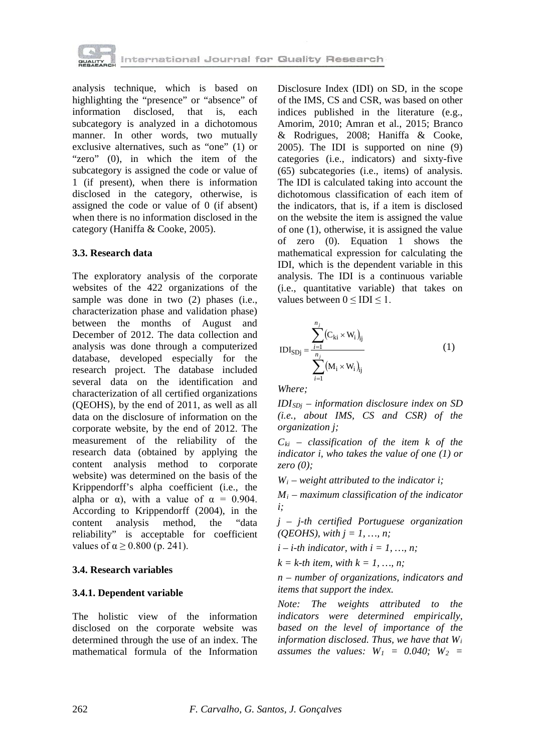analysis technique, which is based on highlighting the "presence" or "absence" of information disclosed, that is, each subcategory is analyzed in a dichotomous manner. In other words, two mutually exclusive alternatives, such as "one" (1) or "zero" (0), in which the item of the subcategory is assigned the code or value of 1 (if present), when there is information disclosed in the category, otherwise, is assigned the code or value of 0 (if absent) when there is no information disclosed in the category (Haniffa & Cooke, 2005).

### 3.3. Research data

The exploratory analysis of the corporate websites of the 422 organizations of the sample was done in two (2) phases (i.e., characterization phase and validation phase) between the months of August and December of 2012. The data collection and analysis was done through a computerized database, developed especially for the research project. The database included several data on the identification and characterization of all certified organizations (QEOHS), by the end of 2011, as well as all data on the disclosure of information on the corporate website, by the end of 2012. The measurement of the reliability of the research data (obtained by applying the content analysis method to corporate website) was determined on the basis of the Krippendorff's alpha coefficient (i.e., the alpha or α), with a value of $\alpha = 0.904$. According to Krippendorff (2004), in the content analysis method, the "data reliability" is acceptable for coefficient values of $\alpha \geq 0.800$ (p. 241).

### 3.4. Research variables

#### 3.4.1. Dependent variable

The holistic view of the information disclosed on the corporate website was determined through the use of an index. The mathematical formula of the Information Disclosure Index (IDI) on SD, in the scope of the IMS, CS and CSR, was based on other indices published in the literature (e.g., Amorim, 2010; Amran et al., 2015; Branco & Rodrigues, 2008; Haniffa & Cooke, 2005). The IDI is supported on nine (9) categories (i.e., indicators) and sixty-five (65) subcategories (i.e., items) of analysis. The IDI is calculated taking into account the dichotomous classification of each item of the indicators, that is, if a item is disclosed on the website the item is assigned the value of one (1), otherwise, it is assigned the value of zero (0). Equation 1 shows the mathematical expression for calculating the IDI, which is the dependent variable in this analysis. The IDI is a continuous variable (i.e., quantitative variable) that takes on values between $0 \leq \text{IDI} \leq 1$.

$$\text{IDI}_{\text{SDj}} = \frac{\sum_{i=1}^{n_j} \left(\text{C}_{\text{ki}} \times \text{W}_{\text{i}}\right)_{\text{ij}}}{\sum_{i=1}^{n_j} \left(\text{M}_{\text{i}} \times \text{W}_{\text{i}}\right)_{\text{ij}}} \quad (1)$$

*Where;*

*$IDI_{SDj}$ – information disclosure index on SD (i.e., about IMS, CS and CSR) of the organization j;*

*$C_{ki}$ – classification of the item k of the indicator i, who takes the value of one (1) or zero (0);*

*$W_i$ – weight attributed to the indicator i;*

*$M_i$ – maximum classification of the indicator i;*

*j – j-th certified Portuguese organization (QEOHS), with $j = 1, \ldots, n$;*

*i – i-th indicator, with $i = 1, \ldots, n$;*

*k = k-th item, with $k = 1, \ldots, n$;*

*n – number of organizations, indicators and items that support the index.*

*Note: The weights attributed to the indicators were determined empirically, based on the level of importance of the information disclosed. Thus, we have that $W_i$ assumes the values: $W_1 = 0.040$; $W_2 =$*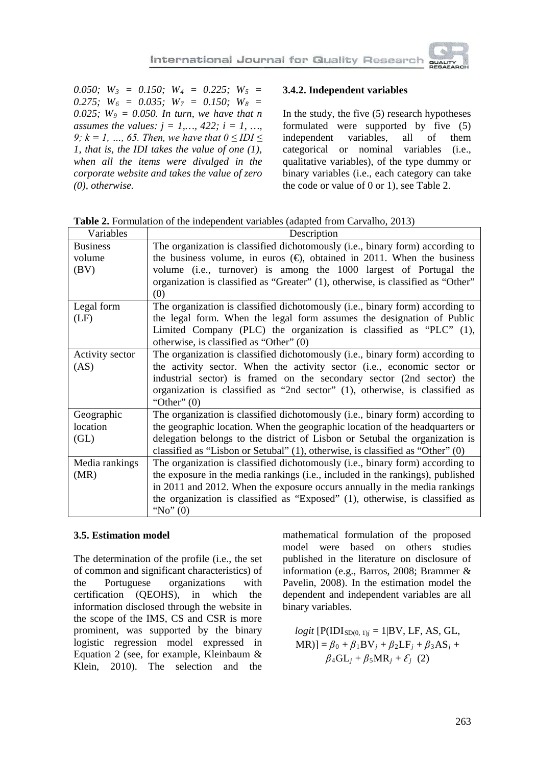*0.050; $W_3$ = 0.150; $W_4$ = 0.225; $W_5$ = 0.275; $W_6$ = 0.035; $W_7$ = 0.150; $W_8$ = 0.025; $W_9$ = 0.050. In turn, we have that n assumes the values: j = 1,…, 422; i = 1, …, 9; k = 1, …, 65. Then, we have that $0 \leq IDI \leq 1$, that is, the IDI takes the value of one (1), when all the items were divulged in the corporate website and takes the value of zero (0), otherwise.*

### 3.4.2. Independent variables

In the study, the five (5) research hypotheses formulated were supported by five (5) independent variables, all of them categorical or nominal variables (i.e., qualitative variables), of the type dummy or binary variables (i.e., each category can take the code or value of 0 or 1), see Table 2.

**Table 2.** Formulation of the independent variables (adapted from Carvalho, 2013)

| Variables | Description |
|---|---|
| Business volume (BV) | The organization is classified dichotomously (i.e., binary form) according to the business volume, in euros (€), obtained in 2011. When the business volume (i.e., turnover) is among the 1000 largest of Portugal the organization is classified as "Greater" (1), otherwise, is classified as "Other" (0) |
| Legal form (LF) | The organization is classified dichotomously (i.e., binary form) according to the legal form. When the legal form assumes the designation of Public Limited Company (PLC) the organization is classified as "PLC" (1), otherwise, is classified as "Other" (0) |
| Activity sector (AS) | The organization is classified dichotomously (i.e., binary form) according to the activity sector. When the activity sector (i.e., economic sector or industrial sector) is framed on the secondary sector (2nd sector) the organization is classified as "2nd sector" (1), otherwise, is classified as "Other" (0) |
| Geographic location (GL) | The organization is classified dichotomously (i.e., binary form) according to the geographic location. When the geographic location of the headquarters or delegation belongs to the district of Lisbon or Setubal the organization is classified as "Lisbon or Setubal" (1), otherwise, is classified as "Other" (0) |
| Media rankings (MR) | The organization is classified dichotomously (i.e., binary form) according to the exposure in the media rankings (i.e., included in the rankings), published in 2011 and 2012. When the exposure occurs annually in the media rankings the organization is classified as "Exposed" (1), otherwise, is classified as "No" (0) |

### 3.5. Estimation model

The determination of the profile (i.e., the set of common and significant characteristics) of the Portuguese organizations with certification (QEOHS), in which the information disclosed through the website in the scope of the IMS, CS and CSR is more prominent, was supported by the binary logistic regression model expressed in Equation 2 (see, for example, Kleinbaum & Klein, 2010). The selection and the mathematical formulation of the proposed model were based on others studies published in the literature on disclosure of information (e.g., Barros, 2008; Brammer & Pavelin, 2008). In the estimation model the dependent and independent variables are all binary variables.

$$logit\,[P(IDI_{SD(0,\,1)j} = 1|BV, LF, AS, GL, MR)] = \beta_0 + \beta_1 BV_j + \beta_2 LF_j + \beta_3 AS_j + \beta_4 GL_j + \beta_5 MR_j + \mathcal{E}_j \quad (2)$$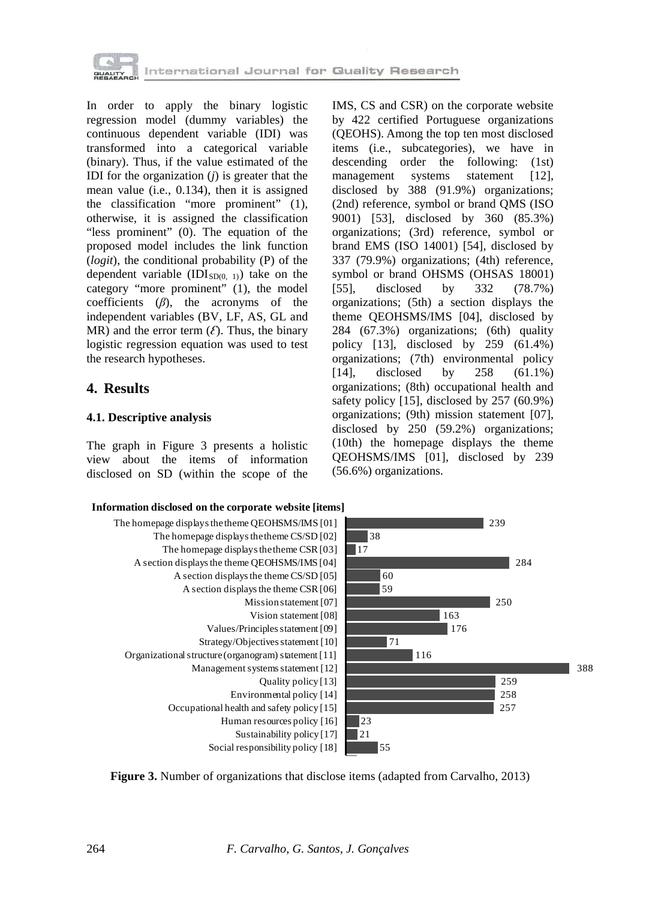In order to apply the binary logistic regression model (dummy variables) the continuous dependent variable (IDI) was transformed into a categorical variable (binary). Thus, if the value estimated of the IDI for the organization ($j$) is greater that the mean value (i.e., 0.134), then it is assigned the classification "more prominent" (1), otherwise, it is assigned the classification "less prominent" (0). The equation of the proposed model includes the link function (*logit*), the conditional probability (P) of the dependent variable ($IDI_{SD(0,\ 1)}$) take on the category "more prominent" (1), the model coefficients ($\beta$), the acronyms of the independent variables (BV, LF, AS, GL and MR) and the error term ($\mathcal{E}$). Thus, the binary logistic regression equation was used to test the research hypotheses.

## 4. Results

### 4.1. Descriptive analysis

The graph in Figure 3 presents a holistic view about the items of information disclosed on SD (within the scope of the IMS, CS and CSR) on the corporate website by 422 certified Portuguese organizations (QEOHS). Among the top ten most disclosed items (i.e., subcategories), we have in descending order the following: (1st) management systems statement [12], disclosed by 388 (91.9%) organizations; (2nd) reference, symbol or brand QMS (ISO 9001) [53], disclosed by 360 (85.3%) organizations; (3rd) reference, symbol or brand EMS (ISO 14001) [54], disclosed by 337 (79.9%) organizations; (4th) reference, symbol or brand OHSMS (OHSAS 18001) [55], disclosed by 332 (78.7%) organizations; (5th) a section displays the theme QEOHSMS/IMS [04], disclosed by 284 (67.3%) organizations; (6th) quality policy [13], disclosed by 259 (61.4%) organizations; (7th) environmental policy [14], disclosed by 258 (61.1%) organizations; (8th) occupational health and safety policy [15], disclosed by 257 (60.9%) organizations; (9th) mission statement [07], disclosed by 250 (59.2%) organizations; (10th) the homepage displays the theme QEOHSMS/IMS [01], disclosed by 239 (56.6%) organizations.

**Information disclosed on the corporate website [items]**

| Item | Number of organizations |
|---|---|
| The homepage displays the theme QEOHSMS/IMS [01] | 239 |
| The homepage displays the theme CS/SD [02] | 38 |
| The homepage displays the theme CSR [03] | 17 |
| A section displays the theme QEOHSMS/IMS [04] | 284 |
| A section displays the theme CS/SD [05] | 60 |
| A section displays the theme CSR [06] | 59 |
| Mission statement [07] | 250 |
| Vision statement [08] | 163 |
| Values/Principles statement [09] | 176 |
| Strategy/Objectives statement [10] | 71 |
| Organizational structure (organogram) statement [11] | 116 |
| Management systems statement [12] | 388 |
| Quality policy [13] | 259 |
| Environmental policy [14] | 258 |
| Occupational health and safety policy [15] | 257 |
| Human resources policy [16] | 23 |
| Sustainability policy [17] | 21 |
| Social responsibility policy [18] | 55 |

**Figure 3.** Number of organizations that disclose items (adapted from Carvalho, 2013)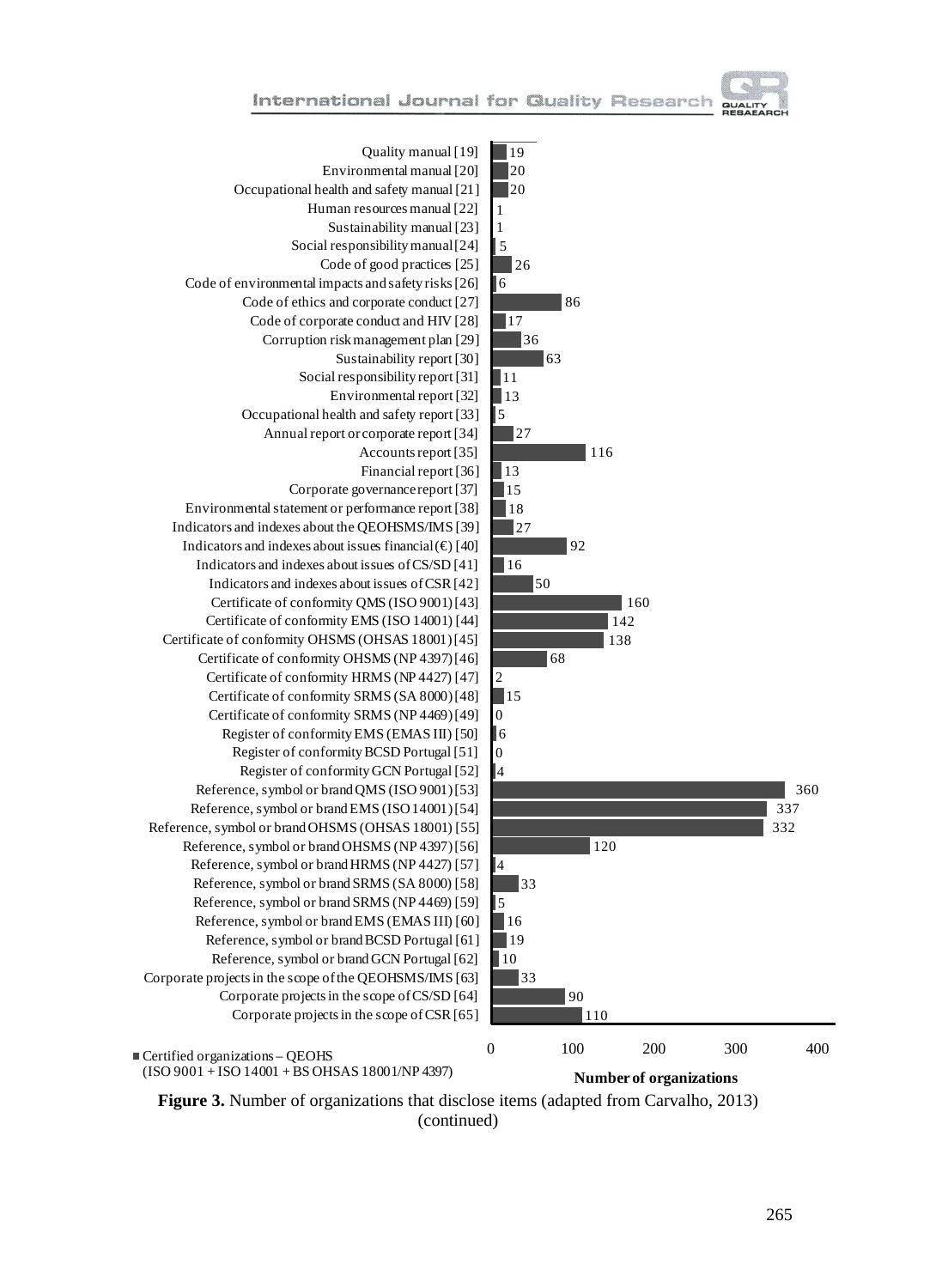| Item | Number of organizations |
|---|---|
| Quality manual [19] | 19 |
| Environmental manual [20] | 20 |
| Occupational health and safety manual [21] | 20 |
| Human resources manual [22] | 1 |
| Sustainability manual [23] | 1 |
| Social responsibility manual [24] | 5 |
| Code of good practices [25] | 26 |
| Code of environmental impacts and safety risks [26] | 6 |
| Code of ethics and corporate conduct [27] | 86 |
| Code of corporate conduct and HIV [28] | 17 |
| Corruption risk management plan [29] | 36 |
| Sustainability report [30] | 63 |
| Social responsibility report [31] | 11 |
| Environmental report [32] | 13 |
| Occupational health and safety report [33] | 5 |
| Annual report or corporate report [34] | 27 |
| Accounts report [35] | 116 |
| Financial report [36] | 13 |
| Corporate governance report [37] | 15 |
| Environmental statement or performance report [38] | 18 |
| Indicators and indexes about the QEOHSMS/IMS [39] | 27 |
| Indicators and indexes about issues financial (€) [40] | 92 |
| Indicators and indexes about issues of CS/SD [41] | 16 |
| Indicators and indexes about issues of CSR [42] | 50 |
| Certificate of conformity QMS (ISO 9001) [43] | 160 |
| Certificate of conformity EMS (ISO 14001) [44] | 142 |
| Certificate of conformity OHSMS (OHSAS 18001) [45] | 138 |
| Certificate of conformity OHSMS (NP 4397) [46] | 68 |
| Certificate of conformity HRMS (NP 4427) [47] | 2 |
| Certificate of conformity SRMS (SA 8000) [48] | 15 |
| Certificate of conformity SRMS (NP 4469) [49] | 0 |
| Register of conformity EMS (EMAS III) [50] | 6 |
| Register of conformity BCSD Portugal [51] | 0 |
| Register of conformity GCN Portugal [52] | 4 |
| Reference, symbol or brand QMS (ISO 9001) [53] | 360 |
| Reference, symbol or brand EMS (ISO 14001) [54] | 337 |
| Reference, symbol or brand OHSMS (OHSAS 18001) [55] | 332 |
| Reference, symbol or brand OHSMS (NP 4397) [56] | 120 |
| Reference, symbol or brand HRMS (NP 4427) [57] | 4 |
| Reference, symbol or brand SRMS (SA 8000) [58] | 33 |
| Reference, symbol or brand SRMS (NP 4469) [59] | 5 |
| Reference, symbol or brand EMS (EMAS III) [60] | 16 |
| Reference, symbol or brand BCSD Portugal [61] | 19 |
| Reference, symbol or brand GCN Portugal [62] | 10 |
| Corporate projects in the scope of the QEOHSMS/IMS [63] | 33 |
| Corporate projects in the scope of CS/SD [64] | 90 |
| Corporate projects in the scope of CSR [65] | 110 |

■ Certified organizations – QEOHS (ISO 9001 + ISO 14001 + BS OHSAS 18001/NP 4397)

Number of organizations

**Figure 3.** Number of organizations that disclose items (adapted from Carvalho, 2013) (continued)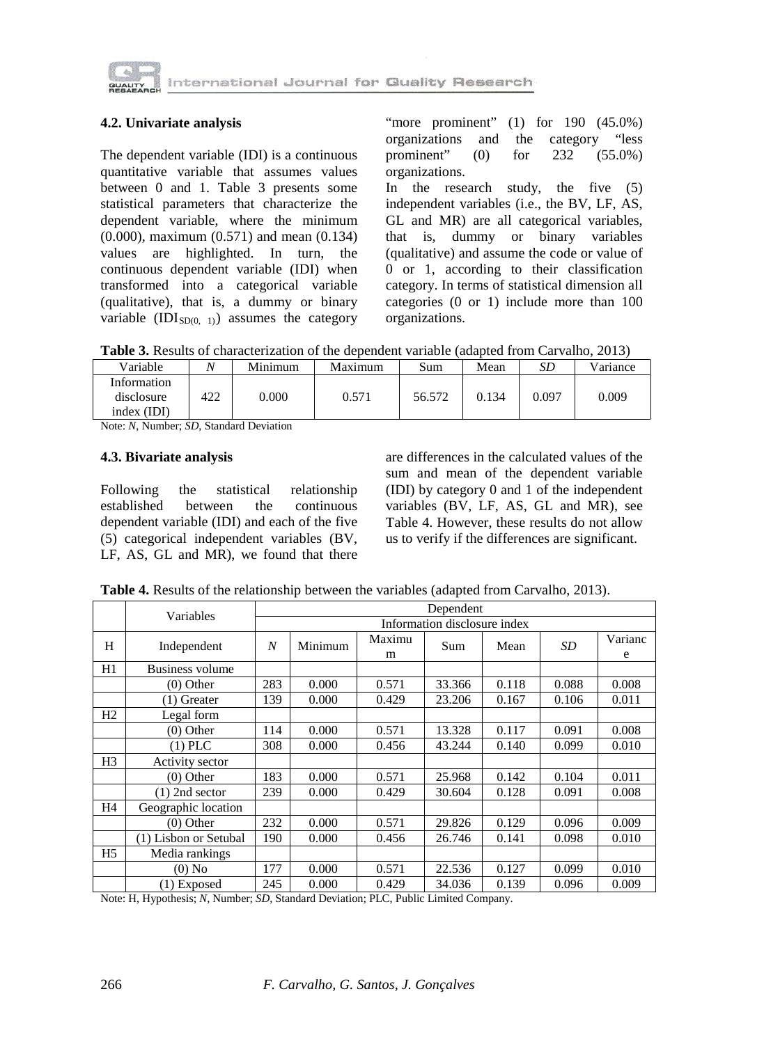### 4.2. Univariate analysis

The dependent variable (IDI) is a continuous quantitative variable that assumes values between 0 and 1. Table 3 presents some statistical parameters that characterize the dependent variable, where the minimum (0.000), maximum (0.571) and mean (0.134) values are highlighted. In turn, the continuous dependent variable (IDI) when transformed into a categorical variable (qualitative), that is, a dummy or binary variable ($IDI_{SD(0,\ 1)}$) assumes the category "more prominent" (1) for 190 (45.0%) organizations and the category "less prominent" (0) for 232 (55.0%) organizations.

In the research study, the five (5) independent variables (i.e., the BV, LF, AS, GL and MR) are all categorical variables, that is, dummy or binary variables (qualitative) and assume the code or value of 0 or 1, according to their classification category. In terms of statistical dimension all categories (0 or 1) include more than 100 organizations.

**Table 3.** Results of characterization of the dependent variable (adapted from Carvalho, 2013)

| Variable | *N* | Minimum | Maximum | Sum | Mean | *SD* | Variance |
|---|---|---|---|---|---|---|---|
| Information disclosure index (IDI) | 422 | 0.000 | 0.571 | 56.572 | 0.134 | 0.097 | 0.009 |

Note: *N*, Number; *SD*, Standard Deviation

### 4.3. Bivariate analysis

Following the statistical relationship established between the continuous dependent variable (IDI) and each of the five (5) categorical independent variables (BV, LF, AS, GL and MR), we found that there are differences in the calculated values of the sum and mean of the dependent variable (IDI) by category 0 and 1 of the independent variables (BV, LF, AS, GL and MR), see Table 4. However, these results do not allow us to verify if the differences are significant.

**Table 4.** Results of the relationship between the variables (adapted from Carvalho, 2013).

| | Variables | Dependent | | | | | | |
|---|---|---|---|---|---|---|---|---|
| | | Information disclosure index | | | | | | |
| H | Independent | *N* | Minimum | Maximum | Sum | Mean | *SD* | Variance |
| H1 | Business volume | | | | | | | |
| | (0) Other | 283 | 0.000 | 0.571 | 33.366 | 0.118 | 0.088 | 0.008 |
| | (1) Greater | 139 | 0.000 | 0.429 | 23.206 | 0.167 | 0.106 | 0.011 |
| H2 | Legal form | | | | | | | |
| | (0) Other | 114 | 0.000 | 0.571 | 13.328 | 0.117 | 0.091 | 0.008 |
| | (1) PLC | 308 | 0.000 | 0.456 | 43.244 | 0.140 | 0.099 | 0.010 |
| H3 | Activity sector | | | | | | | |
| | (0) Other | 183 | 0.000 | 0.571 | 25.968 | 0.142 | 0.104 | 0.011 |
| | (1) 2nd sector | 239 | 0.000 | 0.429 | 30.604 | 0.128 | 0.091 | 0.008 |
| H4 | Geographic location | | | | | | | |
| | (0) Other | 232 | 0.000 | 0.571 | 29.826 | 0.129 | 0.096 | 0.009 |
| | (1) Lisbon or Setubal | 190 | 0.000 | 0.456 | 26.746 | 0.141 | 0.098 | 0.010 |
| H5 | Media rankings | | | | | | | |
| | (0) No | 177 | 0.000 | 0.571 | 22.536 | 0.127 | 0.099 | 0.010 |
| | (1) Exposed | 245 | 0.000 | 0.429 | 34.036 | 0.139 | 0.096 | 0.009 |

Note: H, Hypothesis; *N*, Number; *SD*, Standard Deviation; PLC, Public Limited Company.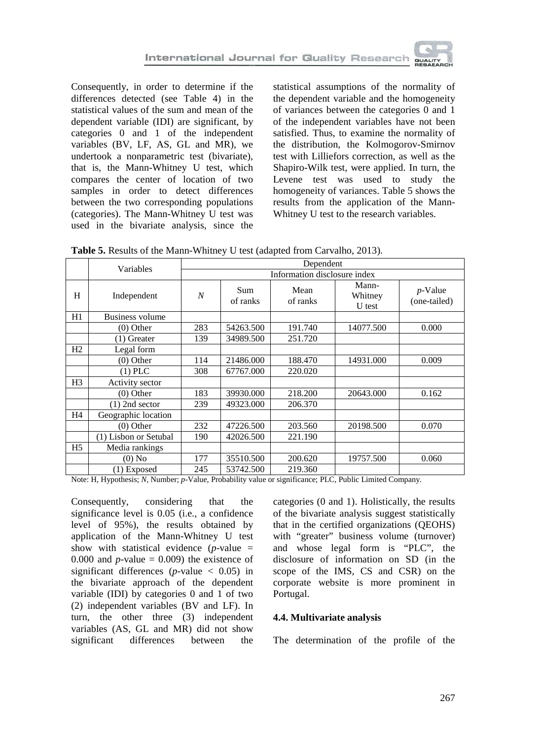Consequently, in order to determine if the differences detected (see Table 4) in the statistical values of the sum and mean of the dependent variable (IDI) are significant, by categories 0 and 1 of the independent variables (BV, LF, AS, GL and MR), we undertook a nonparametric test (bivariate), that is, the Mann-Whitney U test, which compares the center of location of two samples in order to detect differences between the two corresponding populations (categories). The Mann-Whitney U test was used in the bivariate analysis, since the statistical assumptions of the normality of the dependent variable and the homogeneity of variances between the categories 0 and 1 of the independent variables have not been satisfied. Thus, to examine the normality of the distribution, the Kolmogorov-Smirnov test with Lilliefors correction, as well as the Shapiro-Wilk test, were applied. In turn, the Levene test was used to study the homogeneity of variances. Table 5 shows the results from the application of the Mann-Whitney U test to the research variables.

**Table 5.** Results of the Mann-Whitney U test (adapted from Carvalho, 2013).

| | Variables | Dependent | | | | |
|---|---|---|---|---|---|---|
| | | Information disclosure index | | | | |
| H | Independent | *N* | Sum of ranks | Mean of ranks | Mann-Whitney U test | *p*-Value (one-tailed) |
| H1 | Business volume | | | | | |
| | (0) Other | 283 | 54263.500 | 191.740 | 14077.500 | 0.000 |
| | (1) Greater | 139 | 34989.500 | 251.720 | | |
| H2 | Legal form | | | | | |
| | (0) Other | 114 | 21486.000 | 188.470 | 14931.000 | 0.009 |
| | (1) PLC | 308 | 67767.000 | 220.020 | | |
| H3 | Activity sector | | | | | |
| | (0) Other | 183 | 39930.000 | 218.200 | 20643.000 | 0.162 |
| | (1) 2nd sector | 239 | 49323.000 | 206.370 | | |
| H4 | Geographic location | | | | | |
| | (0) Other | 232 | 47226.500 | 203.560 | 20198.500 | 0.070 |
| | (1) Lisbon or Setubal | 190 | 42026.500 | 221.190 | | |
| H5 | Media rankings | | | | | |
| | (0) No | 177 | 35510.500 | 200.620 | 19757.500 | 0.060 |
| | (1) Exposed | 245 | 53742.500 | 219.360 | | |

Note: H, Hypothesis; *N*, Number; *p*-Value, Probability value or significance; PLC, Public Limited Company.

Consequently, considering that the significance level is 0.05 (i.e., a confidence level of 95%), the results obtained by application of the Mann-Whitney U test show with statistical evidence ($p$-value = 0.000 and $p$-value = 0.009) the existence of significant differences ($p$-value < 0.05) in the bivariate approach of the dependent variable (IDI) by categories 0 and 1 of two (2) independent variables (BV and LF). In turn, the other three (3) independent variables (AS, GL and MR) did not show significant differences between the categories (0 and 1). Holistically, the results of the bivariate analysis suggest statistically that in the certified organizations (QEOHS) with "greater" business volume (turnover) and whose legal form is "PLC", the disclosure of information on SD (in the scope of the IMS, CS and CSR) on the corporate website is more prominent in Portugal.

### 4.4. Multivariate analysis

The determination of the profile of the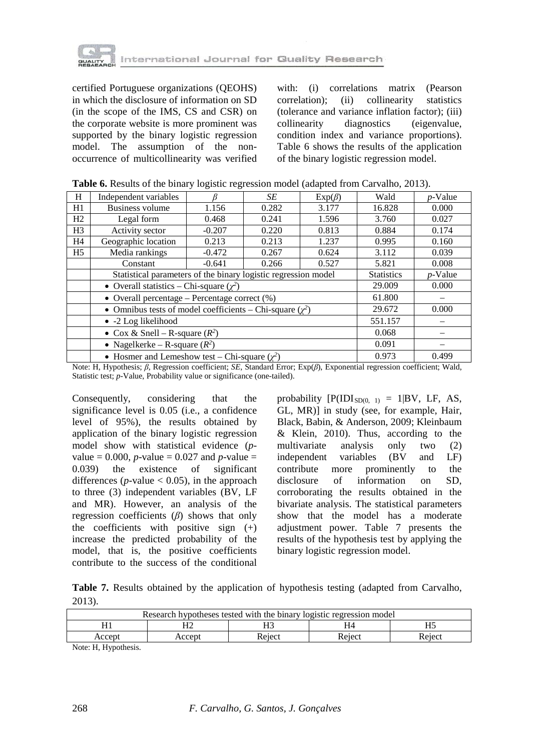certified Portuguese organizations (QEOHS) in which the disclosure of information on SD (in the scope of the IMS, CS and CSR) on the corporate website is more prominent was supported by the binary logistic regression model. The assumption of the non-occurrence of multicollinearity was verified with: (i) correlations matrix (Pearson correlation); (ii) collinearity statistics (tolerance and variance inflation factor); (iii) collinearity diagnostics (eigenvalue, condition index and variance proportions). Table 6 shows the results of the application of the binary logistic regression model.

**Table 6.** Results of the binary logistic regression model (adapted from Carvalho, 2013).

| H | Independent variables | $\beta$ | *SE* | Exp($\beta$) | Wald | *p*-Value |
|---|---|---|---|---|---|---|
| H1 | Business volume | 1.156 | 0.282 | 3.177 | 16.828 | 0.000 |
| H2 | Legal form | 0.468 | 0.241 | 1.596 | 3.760 | 0.027 |
| H3 | Activity sector | -0.207 | 0.220 | 0.813 | 0.884 | 0.174 |
| H4 | Geographic location | 0.213 | 0.213 | 1.237 | 0.995 | 0.160 |
| H5 | Media rankings | -0.472 | 0.267 | 0.624 | 3.112 | 0.039 |
| | Constant | -0.641 | 0.266 | 0.527 | 5.821 | 0.008 |
| | Statistical parameters of the binary logistic regression model | | | | Statistics | *p*-Value |
| | • Overall statistics – Chi-square ($\chi^2$) | | | | 29.009 | 0.000 |
| | • Overall percentage – Percentage correct (%) | | | | 61.800 | – |
| | • Omnibus tests of model coefficients – Chi-square ($\chi^2$) | | | | 29.672 | 0.000 |
| | • -2 Log likelihood | | | | 551.157 | – |
| | • Cox & Snell – R-square ($R^2$) | | | | 0.068 | – |
| | • Nagelkerke – R-square ($R^2$) | | | | 0.091 | – |
| | • Hosmer and Lemeshow test – Chi-square ($\chi^2$) | | | | 0.973 | 0.499 |

Note: H, Hypothesis; $\beta$, Regression coefficient; *SE*, Standard Error; Exp($\beta$), Exponential regression coefficient; Wald, Statistic test; *p*-Value, Probability value or significance (one-tailed).

Consequently, considering that the significance level is 0.05 (i.e., a confidence level of 95%), the results obtained by application of the binary logistic regression model show with statistical evidence (*p*-value = 0.000, *p*-value = 0.027 and *p*-value = 0.039) the existence of significant differences (*p*-value < 0.05), in the approach to three (3) independent variables (BV, LF and MR). However, an analysis of the regression coefficients ($\beta$) shows that only the coefficients with positive sign (+) increase the predicted probability of the model, that is, the positive coefficients contribute to the success of the conditional probability [$P(IDI_{SD(0,\ 1)} = 1|BV, LF, AS, GL, MR)$] in study (see, for example, Hair, Black, Babin, & Anderson, 2009; Kleinbaum & Klein, 2010). Thus, according to the multivariate analysis only two (2) independent variables (BV and LF) contribute more prominently to the disclosure of information on SD, corroborating the results obtained in the bivariate analysis. The statistical parameters show that the model has a moderate adjustment power. Table 7 presents the results of the hypothesis test by applying the binary logistic regression model.

**Table 7.** Results obtained by the application of hypothesis testing (adapted from Carvalho, 2013).

| Research hypotheses tested with the binary logistic regression model | | | | |
|---|---|---|---|---|
| H1 | H2 | H3 | H4 | H5 |
| Accept | Accept | Reject | Reject | Reject |

Note: H, Hypothesis.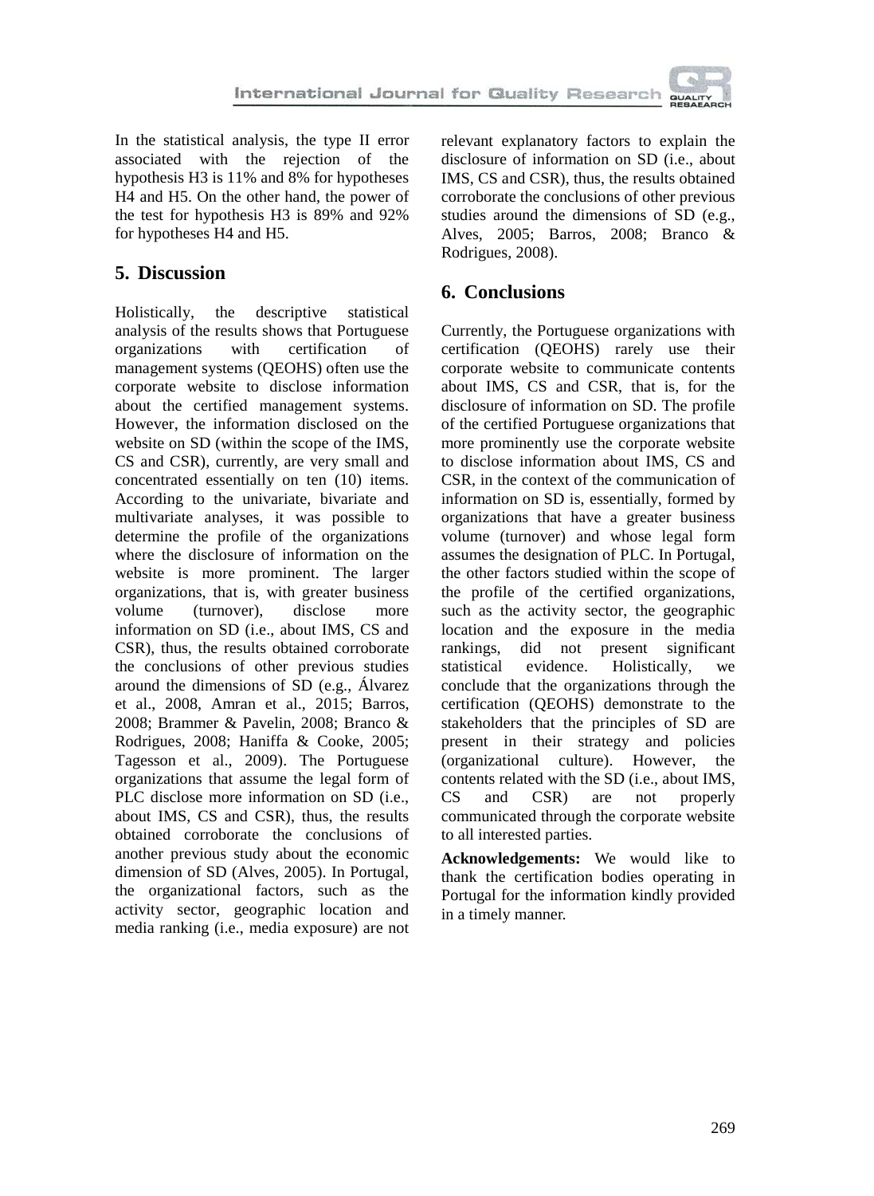In the statistical analysis, the type II error associated with the rejection of the hypothesis H3 is 11% and 8% for hypotheses H4 and H5. On the other hand, the power of the test for hypothesis H3 is 89% and 92% for hypotheses H4 and H5.

## 5. Discussion

Holistically, the descriptive statistical analysis of the results shows that Portuguese organizations with certification of management systems (QEOHS) often use the corporate website to disclose information about the certified management systems. However, the information disclosed on the website on SD (within the scope of the IMS, CS and CSR), currently, are very small and concentrated essentially on ten (10) items. According to the univariate, bivariate and multivariate analyses, it was possible to determine the profile of the organizations where the disclosure of information on the website is more prominent. The larger organizations, that is, with greater business volume (turnover), disclose more information on SD (i.e., about IMS, CS and CSR), thus, the results obtained corroborate the conclusions of other previous studies around the dimensions of SD (e.g., Álvarez et al., 2008, Amran et al., 2015; Barros, 2008; Brammer & Pavelin, 2008; Branco & Rodrigues, 2008; Haniffa & Cooke, 2005; Tagesson et al., 2009). The Portuguese organizations that assume the legal form of PLC disclose more information on SD (i.e., about IMS, CS and CSR), thus, the results obtained corroborate the conclusions of another previous study about the economic dimension of SD (Alves, 2005). In Portugal, the organizational factors, such as the activity sector, geographic location and media ranking (i.e., media exposure) are not relevant explanatory factors to explain the disclosure of information on SD (i.e., about IMS, CS and CSR), thus, the results obtained corroborate the conclusions of other previous studies around the dimensions of SD (e.g., Alves, 2005; Barros, 2008; Branco & Rodrigues, 2008).

## 6. Conclusions

Currently, the Portuguese organizations with certification (QEOHS) rarely use their corporate website to communicate contents about IMS, CS and CSR, that is, for the disclosure of information on SD. The profile of the certified Portuguese organizations that more prominently use the corporate website to disclose information about IMS, CS and CSR, in the context of the communication of information on SD is, essentially, formed by organizations that have a greater business volume (turnover) and whose legal form assumes the designation of PLC. In Portugal, the other factors studied within the scope of the profile of the certified organizations, such as the activity sector, the geographic location and the exposure in the media rankings, did not present significant statistical evidence. Holistically, we conclude that the organizations through the certification (QEOHS) demonstrate to the stakeholders that the principles of SD are present in their strategy and policies (organizational culture). However, the contents related with the SD (i.e., about IMS, CS and CSR) are not properly communicated through the corporate website to all interested parties.

**Acknowledgements:** We would like to thank the certification bodies operating in Portugal for the information kindly provided in a timely manner.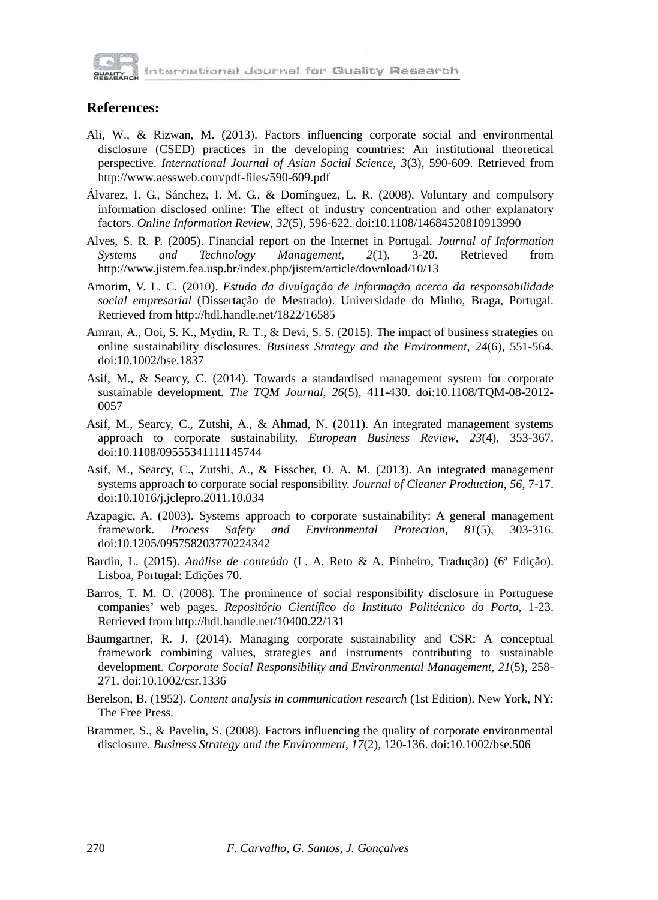**References:**

Ali, W., & Rizwan, M. (2013). Factors influencing corporate social and environmental disclosure (CSED) practices in the developing countries: An institutional theoretical perspective. *International Journal of Asian Social Science*, *3*(3), 590-609. Retrieved from http://www.aessweb.com/pdf-files/590-609.pdf

Álvarez, I. G., Sánchez, I. M. G., & Domínguez, L. R. (2008). Voluntary and compulsory information disclosed online: The effect of industry concentration and other explanatory factors. *Online Information Review*, *32*(5), 596-622. doi:10.1108/14684520810913990

Alves, S. R. P. (2005). Financial report on the Internet in Portugal. *Journal of Information Systems and Technology Management*, *2*(1), 3-20. Retrieved from http://www.jistem.fea.usp.br/index.php/jistem/article/download/10/13

Amorim, V. L. C. (2010). *Estudo da divulgação de informação acerca da responsabilidade social empresarial* (Dissertação de Mestrado). Universidade do Minho, Braga, Portugal. Retrieved from http://hdl.handle.net/1822/16585

Amran, A., Ooi, S. K., Mydin, R. T., & Devi, S. S. (2015). The impact of business strategies on online sustainability disclosures. *Business Strategy and the Environment*, *24*(6), 551-564. doi:10.1002/bse.1837

Asif, M., & Searcy, C. (2014). Towards a standardised management system for corporate sustainable development. *The TQM Journal*, *26*(5), 411-430. doi:10.1108/TQM-08-2012-0057

Asif, M., Searcy, C., Zutshi, A., & Ahmad, N. (2011). An integrated management systems approach to corporate sustainability. *European Business Review*, *23*(4), 353-367. doi:10.1108/09555341111145744

Asif, M., Searcy, C., Zutshi, A., & Fisscher, O. A. M. (2013). An integrated management systems approach to corporate social responsibility. *Journal of Cleaner Production*, *56*, 7-17. doi:10.1016/j.jclepro.2011.10.034

Azapagic, A. (2003). Systems approach to corporate sustainability: A general management framework. *Process Safety and Environmental Protection*, *81*(5), 303-316. doi:10.1205/095758203770224342

Bardin, L. (2015). *Análise de conteúdo* (L. A. Reto & A. Pinheiro, Tradução) (6ª Edição). Lisboa, Portugal: Edições 70.

Barros, T. M. O. (2008). The prominence of social responsibility disclosure in Portuguese companies' web pages. *Repositório Científico do Instituto Politécnico do Porto*, 1-23. Retrieved from http://hdl.handle.net/10400.22/131

Baumgartner, R. J. (2014). Managing corporate sustainability and CSR: A conceptual framework combining values, strategies and instruments contributing to sustainable development. *Corporate Social Responsibility and Environmental Management*, *21*(5), 258-271. doi:10.1002/csr.1336

Berelson, B. (1952). *Content analysis in communication research* (1st Edition). New York, NY: The Free Press.

Brammer, S., & Pavelin, S. (2008). Factors influencing the quality of corporate environmental disclosure. *Business Strategy and the Environment*, *17*(2), 120-136. doi:10.1002/bse.506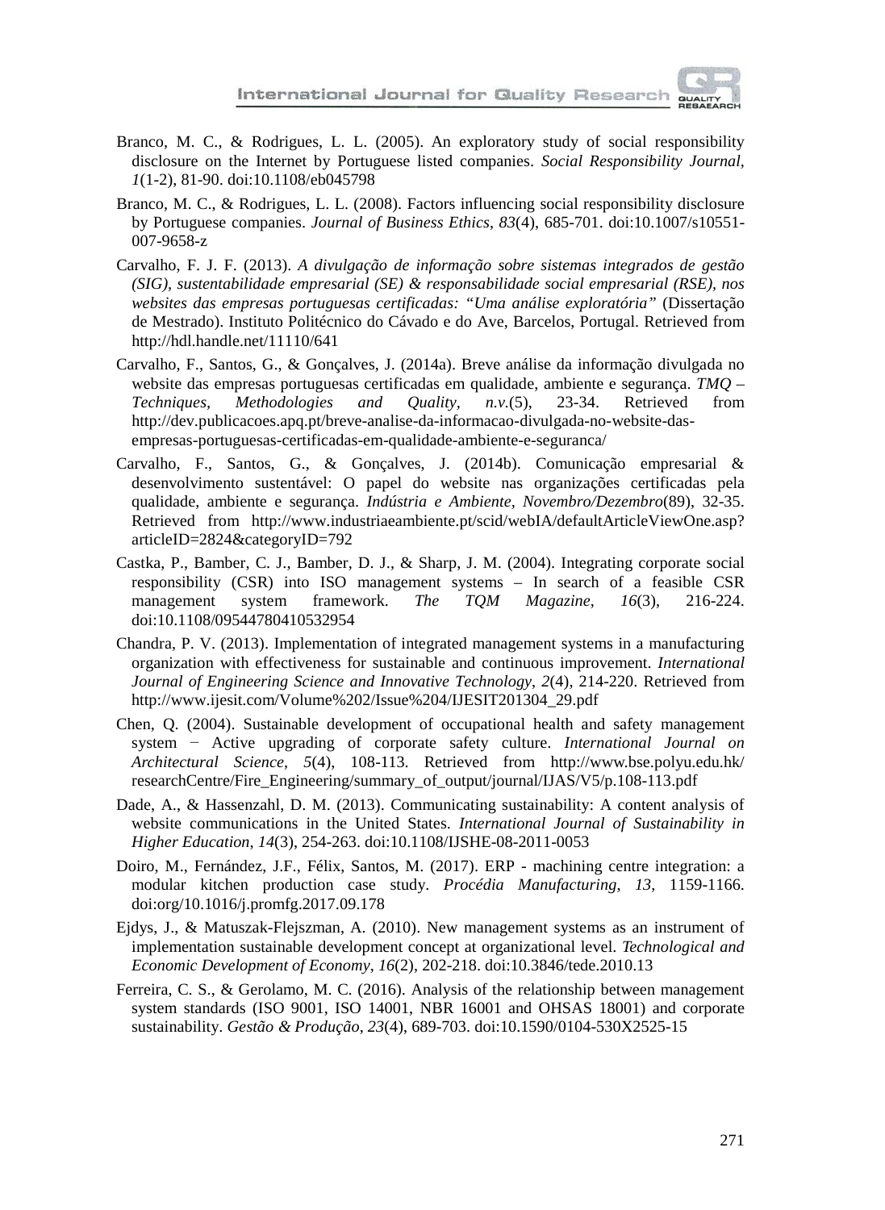Branco, M. C., & Rodrigues, L. L. (2005). An exploratory study of social responsibility disclosure on the Internet by Portuguese listed companies. *Social Responsibility Journal*, *1*(1-2), 81-90. doi:10.1108/eb045798

Branco, M. C., & Rodrigues, L. L. (2008). Factors influencing social responsibility disclosure by Portuguese companies. *Journal of Business Ethics*, *83*(4), 685-701. doi:10.1007/s10551-007-9658-z

Carvalho, F. J. F. (2013). *A divulgação de informação sobre sistemas integrados de gestão (SIG), sustentabilidade empresarial (SE) & responsabilidade social empresarial (RSE), nos websites das empresas portuguesas certificadas: "Uma análise exploratória"* (Dissertação de Mestrado). Instituto Politécnico do Cávado e do Ave, Barcelos, Portugal. Retrieved from http://hdl.handle.net/11110/641

Carvalho, F., Santos, G., & Gonçalves, J. (2014a). Breve análise da informação divulgada no website das empresas portuguesas certificadas em qualidade, ambiente e segurança. *TMQ – Techniques, Methodologies and Quality, n.v.*(5), 23-34. Retrieved from http://dev.publicacoes.apq.pt/breve-analise-da-informacao-divulgada-no-website-das-empresas-portuguesas-certificadas-em-qualidade-ambiente-e-seguranca/

Carvalho, F., Santos, G., & Gonçalves, J. (2014b). Comunicação empresarial & desenvolvimento sustentável: O papel do website nas organizações certificadas pela qualidade, ambiente e segurança. *Indústria e Ambiente*, *Novembro/Dezembro*(89), 32-35. Retrieved from http://www.industriaeambiente.pt/scid/webIA/defaultArticleViewOne.asp?articleID=2824&categoryID=792

Castka, P., Bamber, C. J., Bamber, D. J., & Sharp, J. M. (2004). Integrating corporate social responsibility (CSR) into ISO management systems – In search of a feasible CSR management system framework. *The TQM Magazine*, *16*(3), 216-224. doi:10.1108/09544780410532954

Chandra, P. V. (2013). Implementation of integrated management systems in a manufacturing organization with effectiveness for sustainable and continuous improvement. *International Journal of Engineering Science and Innovative Technology*, *2*(4), 214-220. Retrieved from http://www.ijesit.com/Volume%202/Issue%204/IJESIT201304_29.pdf

Chen, Q. (2004). Sustainable development of occupational health and safety management system − Active upgrading of corporate safety culture. *International Journal on Architectural Science*, *5*(4), 108-113. Retrieved from http://www.bse.polyu.edu.hk/researchCentre/Fire_Engineering/summary_of_output/journal/IJAS/V5/p.108-113.pdf

Dade, A., & Hassenzahl, D. M. (2013). Communicating sustainability: A content analysis of website communications in the United States. *International Journal of Sustainability in Higher Education*, *14*(3), 254-263. doi:10.1108/IJSHE-08-2011-0053

Doiro, M., Fernández, J.F., Félix, Santos, M. (2017). ERP - machining centre integration: a modular kitchen production case study. *Procédia Manufacturing*, *13*, 1159-1166. doi:org/10.1016/j.promfg.2017.09.178

Ejdys, J., & Matuszak-Flejszman, A. (2010). New management systems as an instrument of implementation sustainable development concept at organizational level. *Technological and Economic Development of Economy*, *16*(2), 202-218. doi:10.3846/tede.2010.13

Ferreira, C. S., & Gerolamo, M. C. (2016). Analysis of the relationship between management system standards (ISO 9001, ISO 14001, NBR 16001 and OHSAS 18001) and corporate sustainability. *Gestão & Produção*, *23*(4), 689-703. doi:10.1590/0104-530X2525-15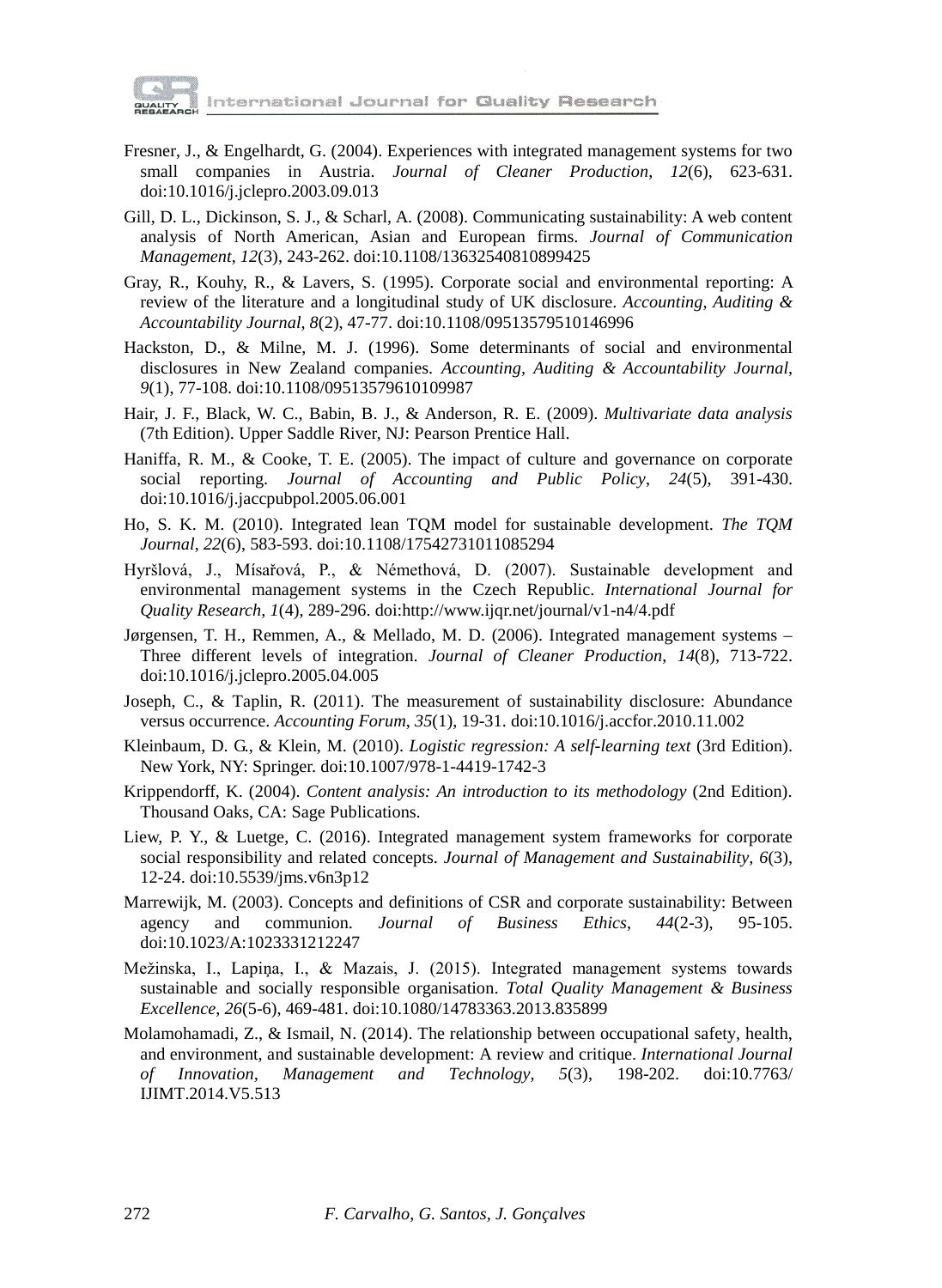Fresner, J., & Engelhardt, G. (2004). Experiences with integrated management systems for two small companies in Austria. *Journal of Cleaner Production*, *12*(6), 623-631. doi:10.1016/j.jclepro.2003.09.013

Gill, D. L., Dickinson, S. J., & Scharl, A. (2008). Communicating sustainability: A web content analysis of North American, Asian and European firms. *Journal of Communication Management*, *12*(3), 243-262. doi:10.1108/13632540810899425

Gray, R., Kouhy, R., & Lavers, S. (1995). Corporate social and environmental reporting: A review of the literature and a longitudinal study of UK disclosure. *Accounting, Auditing & Accountability Journal*, *8*(2), 47-77. doi:10.1108/09513579510146996

Hackston, D., & Milne, M. J. (1996). Some determinants of social and environmental disclosures in New Zealand companies. *Accounting, Auditing & Accountability Journal*, *9*(1), 77-108. doi:10.1108/09513579610109987

Hair, J. F., Black, W. C., Babin, B. J., & Anderson, R. E. (2009). *Multivariate data analysis* (7th Edition). Upper Saddle River, NJ: Pearson Prentice Hall.

Haniffa, R. M., & Cooke, T. E. (2005). The impact of culture and governance on corporate social reporting. *Journal of Accounting and Public Policy*, *24*(5), 391-430. doi:10.1016/j.jaccpubpol.2005.06.001

Ho, S. K. M. (2010). Integrated lean TQM model for sustainable development. *The TQM Journal*, *22*(6), 583-593. doi:10.1108/17542731011085294

Hyršlová, J., Mísařová, P., & Némethová, D. (2007). Sustainable development and environmental management systems in the Czech Republic. *International Journal for Quality Research*, *1*(4), 289-296. doi:http://www.ijqr.net/journal/v1-n4/4.pdf

Jørgensen, T. H., Remmen, A., & Mellado, M. D. (2006). Integrated management systems – Three different levels of integration. *Journal of Cleaner Production*, *14*(8), 713-722. doi:10.1016/j.jclepro.2005.04.005

Joseph, C., & Taplin, R. (2011). The measurement of sustainability disclosure: Abundance versus occurrence. *Accounting Forum*, *35*(1), 19-31. doi:10.1016/j.accfor.2010.11.002

Kleinbaum, D. G., & Klein, M. (2010). *Logistic regression: A self-learning text* (3rd Edition). New York, NY: Springer. doi:10.1007/978-1-4419-1742-3

Krippendorff, K. (2004). *Content analysis: An introduction to its methodology* (2nd Edition). Thousand Oaks, CA: Sage Publications.

Liew, P. Y., & Luetge, C. (2016). Integrated management system frameworks for corporate social responsibility and related concepts. *Journal of Management and Sustainability*, *6*(3), 12-24. doi:10.5539/jms.v6n3p12

Marrewijk, M. (2003). Concepts and definitions of CSR and corporate sustainability: Between agency and communion. *Journal of Business Ethics*, *44*(2-3), 95-105. doi:10.1023/A:1023331212247

Mežinska, I., Lapiņa, I., & Mazais, J. (2015). Integrated management systems towards sustainable and socially responsible organisation. *Total Quality Management & Business Excellence*, *26*(5-6), 469-481. doi:10.1080/14783363.2013.835899

Molamohamadi, Z., & Ismail, N. (2014). The relationship between occupational safety, health, and environment, and sustainable development: A review and critique. *International Journal of Innovation, Management and Technology*, *5*(3), 198-202. doi:10.7763/IJIMT.2014.V5.513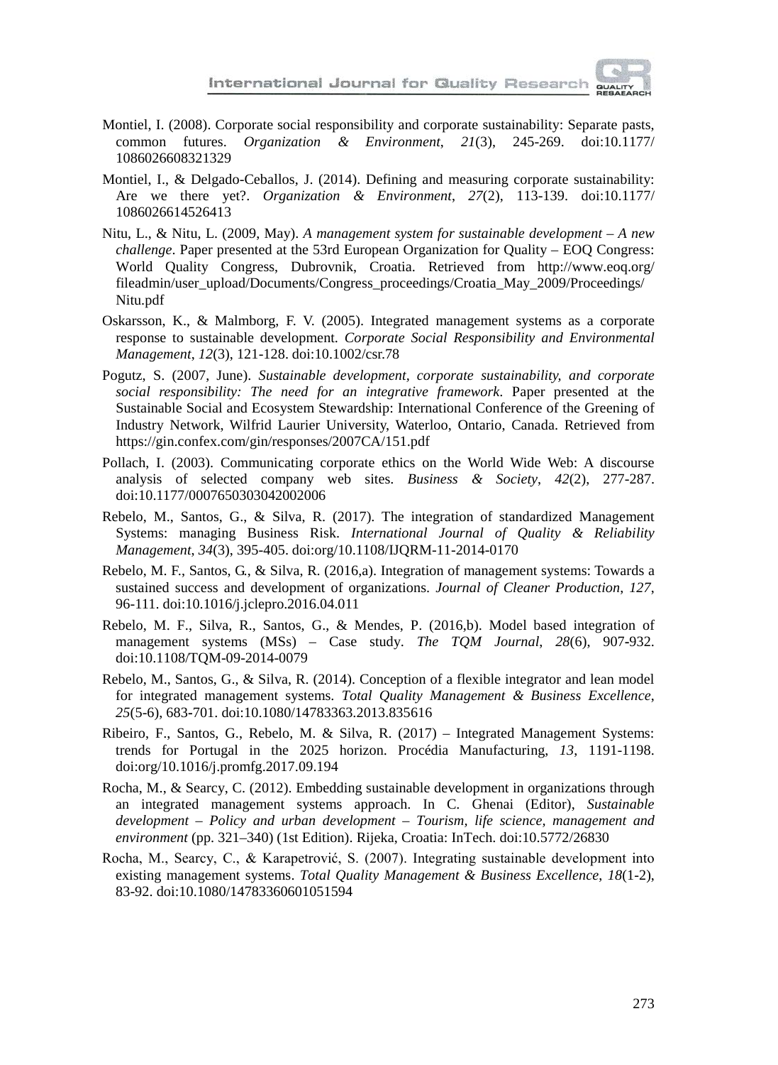Montiel, I. (2008). Corporate social responsibility and corporate sustainability: Separate pasts, common futures. *Organization & Environment*, *21*(3), 245-269. doi:10.1177/1086026608321329

Montiel, I., & Delgado-Ceballos, J. (2014). Defining and measuring corporate sustainability: Are we there yet?. *Organization & Environment*, *27*(2), 113-139. doi:10.1177/1086026614526413

Nitu, L., & Nitu, L. (2009, May). *A management system for sustainable development – A new challenge*. Paper presented at the 53rd European Organization for Quality – EOQ Congress: World Quality Congress, Dubrovnik, Croatia. Retrieved from http://www.eoq.org/fileadmin/user_upload/Documents/Congress_proceedings/Croatia_May_2009/Proceedings/Nitu.pdf

Oskarsson, K., & Malmborg, F. V. (2005). Integrated management systems as a corporate response to sustainable development. *Corporate Social Responsibility and Environmental Management*, *12*(3), 121-128. doi:10.1002/csr.78

Pogutz, S. (2007, June). *Sustainable development, corporate sustainability, and corporate social responsibility: The need for an integrative framework*. Paper presented at the Sustainable Social and Ecosystem Stewardship: International Conference of the Greening of Industry Network, Wilfrid Laurier University, Waterloo, Ontario, Canada. Retrieved from https://gin.confex.com/gin/responses/2007CA/151.pdf

Pollach, I. (2003). Communicating corporate ethics on the World Wide Web: A discourse analysis of selected company web sites. *Business & Society*, *42*(2), 277-287. doi:10.1177/0007650303042002006

Rebelo, M., Santos, G., & Silva, R. (2017). The integration of standardized Management Systems: managing Business Risk. *International Journal of Quality & Reliability Management*, *34*(3), 395-405. doi:org/10.1108/IJQRM-11-2014-0170

Rebelo, M. F., Santos, G., & Silva, R. (2016,a). Integration of management systems: Towards a sustained success and development of organizations. *Journal of Cleaner Production*, *127*, 96-111. doi:10.1016/j.jclepro.2016.04.011

Rebelo, M. F., Silva, R., Santos, G., & Mendes, P. (2016,b). Model based integration of management systems (MSs) – Case study. *The TQM Journal*, *28*(6), 907-932. doi:10.1108/TQM-09-2014-0079

Rebelo, M., Santos, G., & Silva, R. (2014). Conception of a flexible integrator and lean model for integrated management systems. *Total Quality Management & Business Excellence*, *25*(5-6), 683-701. doi:10.1080/14783363.2013.835616

Ribeiro, F., Santos, G., Rebelo, M. & Silva, R. (2017) – Integrated Management Systems: trends for Portugal in the 2025 horizon. Procédia Manufacturing, *13*, 1191-1198. doi:org/10.1016/j.promfg.2017.09.194

Rocha, M., & Searcy, C. (2012). Embedding sustainable development in organizations through an integrated management systems approach. In C. Ghenai (Editor), *Sustainable development – Policy and urban development – Tourism, life science, management and environment* (pp. 321–340) (1st Edition). Rijeka, Croatia: InTech. doi:10.5772/26830

Rocha, M., Searcy, C., & Karapetrović, S. (2007). Integrating sustainable development into existing management systems. *Total Quality Management & Business Excellence*, *18*(1-2), 83-92. doi:10.1080/14783360601051594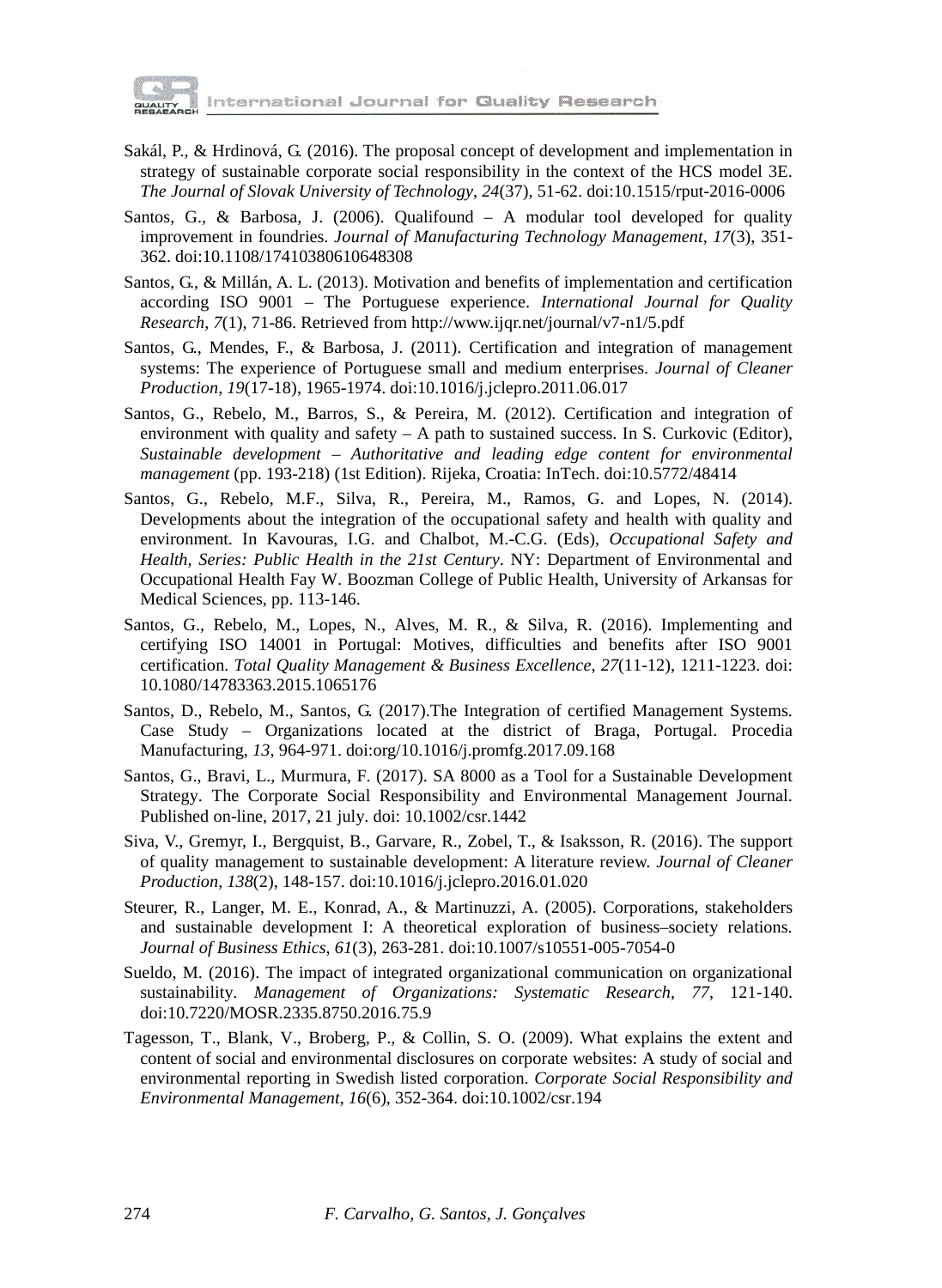Sakál, P., & Hrdinová, G. (2016). The proposal concept of development and implementation in strategy of sustainable corporate social responsibility in the context of the HCS model 3E. *The Journal of Slovak University of Technology*, *24*(37), 51-62. doi:10.1515/rput-2016-0006

Santos, G., & Barbosa, J. (2006). Qualifound – A modular tool developed for quality improvement in foundries. *Journal of Manufacturing Technology Management*, *17*(3), 351-362. doi:10.1108/17410380610648308

Santos, G., & Millán, A. L. (2013). Motivation and benefits of implementation and certification according ISO 9001 – The Portuguese experience. *International Journal for Quality Research*, *7*(1), 71-86. Retrieved from http://www.ijqr.net/journal/v7-n1/5.pdf

Santos, G., Mendes, F., & Barbosa, J. (2011). Certification and integration of management systems: The experience of Portuguese small and medium enterprises. *Journal of Cleaner Production*, *19*(17-18), 1965-1974. doi:10.1016/j.jclepro.2011.06.017

Santos, G., Rebelo, M., Barros, S., & Pereira, M. (2012). Certification and integration of environment with quality and safety – A path to sustained success. In S. Curkovic (Editor), *Sustainable development – Authoritative and leading edge content for environmental management* (pp. 193-218) (1st Edition). Rijeka, Croatia: InTech. doi:10.5772/48414

Santos, G., Rebelo, M.F., Silva, R., Pereira, M., Ramos, G. and Lopes, N. (2014). Developments about the integration of the occupational safety and health with quality and environment. In Kavouras, I.G. and Chalbot, M.-C.G. (Eds), *Occupational Safety and Health, Series: Public Health in the 21st Century*. NY: Department of Environmental and Occupational Health Fay W. Boozman College of Public Health, University of Arkansas for Medical Sciences, pp. 113-146.

Santos, G., Rebelo, M., Lopes, N., Alves, M. R., & Silva, R. (2016). Implementing and certifying ISO 14001 in Portugal: Motives, difficulties and benefits after ISO 9001 certification. *Total Quality Management & Business Excellence*, *27*(11-12), 1211-1223. doi: 10.1080/14783363.2015.1065176

Santos, D., Rebelo, M., Santos, G. (2017).The Integration of certified Management Systems. Case Study – Organizations located at the district of Braga, Portugal. Procedia Manufacturing, *13*, 964-971. doi:org/10.1016/j.promfg.2017.09.168

Santos, G., Bravi, L., Murmura, F. (2017). SA 8000 as a Tool for a Sustainable Development Strategy. The Corporate Social Responsibility and Environmental Management Journal. Published on-line, 2017, 21 july. doi: 10.1002/csr.1442

Siva, V., Gremyr, I., Bergquist, B., Garvare, R., Zobel, T., & Isaksson, R. (2016). The support of quality management to sustainable development: A literature review. *Journal of Cleaner Production*, *138*(2), 148-157. doi:10.1016/j.jclepro.2016.01.020

Steurer, R., Langer, M. E., Konrad, A., & Martinuzzi, A. (2005). Corporations, stakeholders and sustainable development I: A theoretical exploration of business–society relations. *Journal of Business Ethics*, *61*(3), 263-281. doi:10.1007/s10551-005-7054-0

Sueldo, M. (2016). The impact of integrated organizational communication on organizational sustainability. *Management of Organizations: Systematic Research*, *77*, 121-140. doi:10.7220/MOSR.2335.8750.2016.75.9

Tagesson, T., Blank, V., Broberg, P., & Collin, S. O. (2009). What explains the extent and content of social and environmental disclosures on corporate websites: A study of social and environmental reporting in Swedish listed corporation. *Corporate Social Responsibility and Environmental Management*, *16*(6), 352-364. doi:10.1002/csr.194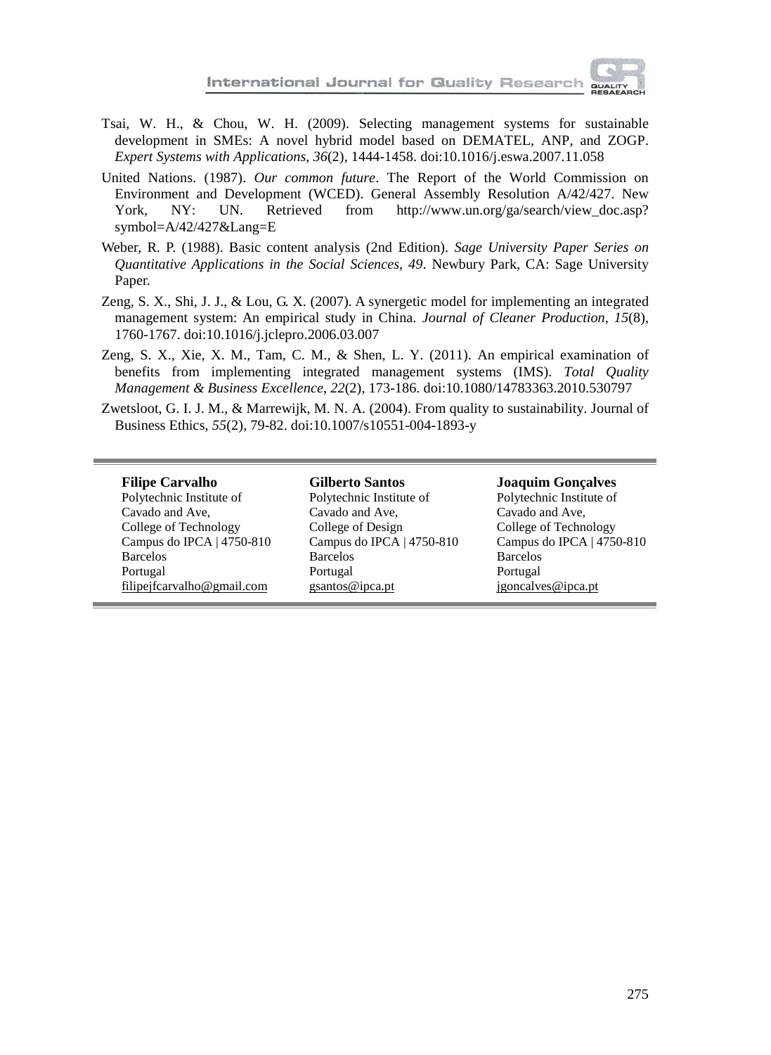Tsai, W. H., & Chou, W. H. (2009). Selecting management systems for sustainable development in SMEs: A novel hybrid model based on DEMATEL, ANP, and ZOGP. *Expert Systems with Applications*, *36*(2), 1444-1458. doi:10.1016/j.eswa.2007.11.058

United Nations. (1987). *Our common future*. The Report of the World Commission on Environment and Development (WCED). General Assembly Resolution A/42/427. New York, NY: UN. Retrieved from http://www.un.org/ga/search/view_doc.asp?symbol=A/42/427&Lang=E

Weber, R. P. (1988). Basic content analysis (2nd Edition). *Sage University Paper Series on Quantitative Applications in the Social Sciences*, *49*. Newbury Park, CA: Sage University Paper.

Zeng, S. X., Shi, J. J., & Lou, G. X. (2007). A synergetic model for implementing an integrated management system: An empirical study in China. *Journal of Cleaner Production*, *15*(8), 1760-1767. doi:10.1016/j.jclepro.2006.03.007

Zeng, S. X., Xie, X. M., Tam, C. M., & Shen, L. Y. (2011). An empirical examination of benefits from implementing integrated management systems (IMS). *Total Quality Management & Business Excellence*, *22*(2), 173-186. doi:10.1080/14783363.2010.530797

Zwetsloot, G. I. J. M., & Marrewijk, M. N. A. (2004). From quality to sustainability. Journal of Business Ethics, *55*(2), 79-82. doi:10.1007/s10551-004-1893-y

---

**Filipe Carvalho**
Polytechnic Institute of Cavado and Ave,
College of Technology
Campus do IPCA | 4750-810
Barcelos
Portugal
filipejfcarvalho@gmail.com

**Gilberto Santos**
Polytechnic Institute of Cavado and Ave,
College of Design
Campus do IPCA | 4750-810
Barcelos
Portugal
gsantos@ipca.pt

**Joaquim Gonçalves**
Polytechnic Institute of Cavado and Ave,
College of Technology
Campus do IPCA | 4750-810
Barcelos
Portugal
jgoncalves@ipca.pt